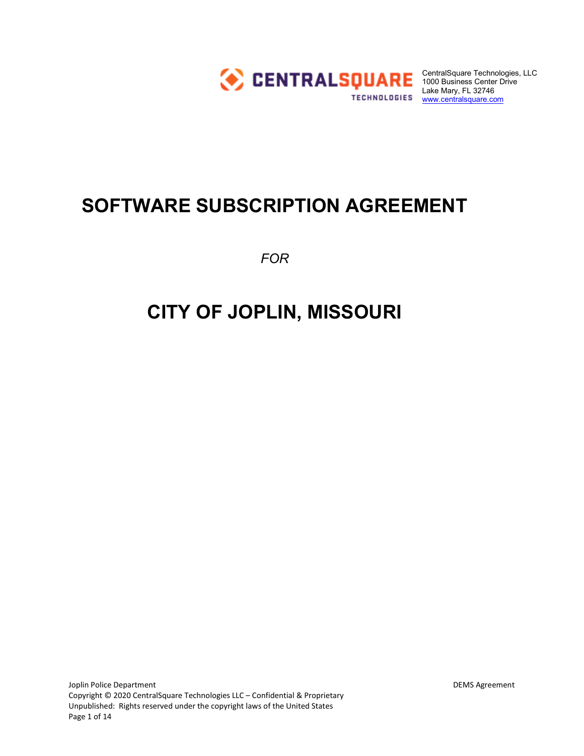CentralSquare Technologies, LLC
1000 Business Center Drive
Lake Mary, FL 32746
www.centralsquare.com

# SOFTWARE SUBSCRIPTION AGREEMENT

*FOR*

# CITY OF JOPLIN, MISSOURI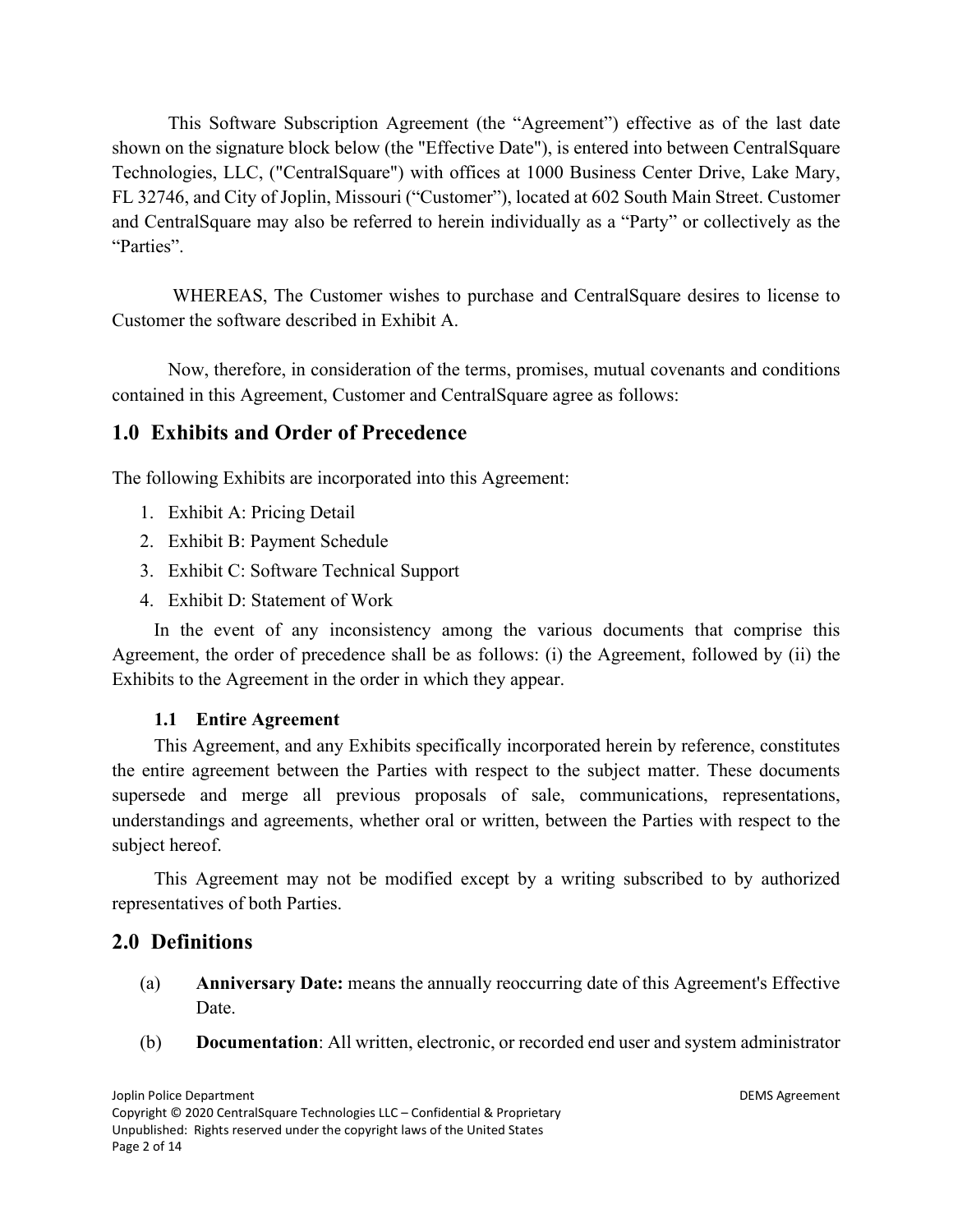This Software Subscription Agreement (the "Agreement") effective as of the last date shown on the signature block below (the "Effective Date"), is entered into between CentralSquare Technologies, LLC, ("CentralSquare") with offices at 1000 Business Center Drive, Lake Mary, FL 32746, and City of Joplin, Missouri ("Customer"), located at 602 South Main Street. Customer and CentralSquare may also be referred to herein individually as a "Party" or collectively as the "Parties".

WHEREAS, The Customer wishes to purchase and CentralSquare desires to license to Customer the software described in Exhibit A.

Now, therefore, in consideration of the terms, promises, mutual covenants and conditions contained in this Agreement, Customer and CentralSquare agree as follows:

## 1.0 Exhibits and Order of Precedence

The following Exhibits are incorporated into this Agreement:

1. Exhibit A: Pricing Detail
2. Exhibit B: Payment Schedule
3. Exhibit C: Software Technical Support
4. Exhibit D: Statement of Work

In the event of any inconsistency among the various documents that comprise this Agreement, the order of precedence shall be as follows: (i) the Agreement, followed by (ii) the Exhibits to the Agreement in the order in which they appear.

### 1.1 Entire Agreement

This Agreement, and any Exhibits specifically incorporated herein by reference, constitutes the entire agreement between the Parties with respect to the subject matter. These documents supersede and merge all previous proposals of sale, communications, representations, understandings and agreements, whether oral or written, between the Parties with respect to the subject hereof.

This Agreement may not be modified except by a writing subscribed to by authorized representatives of both Parties.

## 2.0 Definitions

(a) **Anniversary Date:** means the annually reoccurring date of this Agreement's Effective Date.

(b) **Documentation**: All written, electronic, or recorded end user and system administrator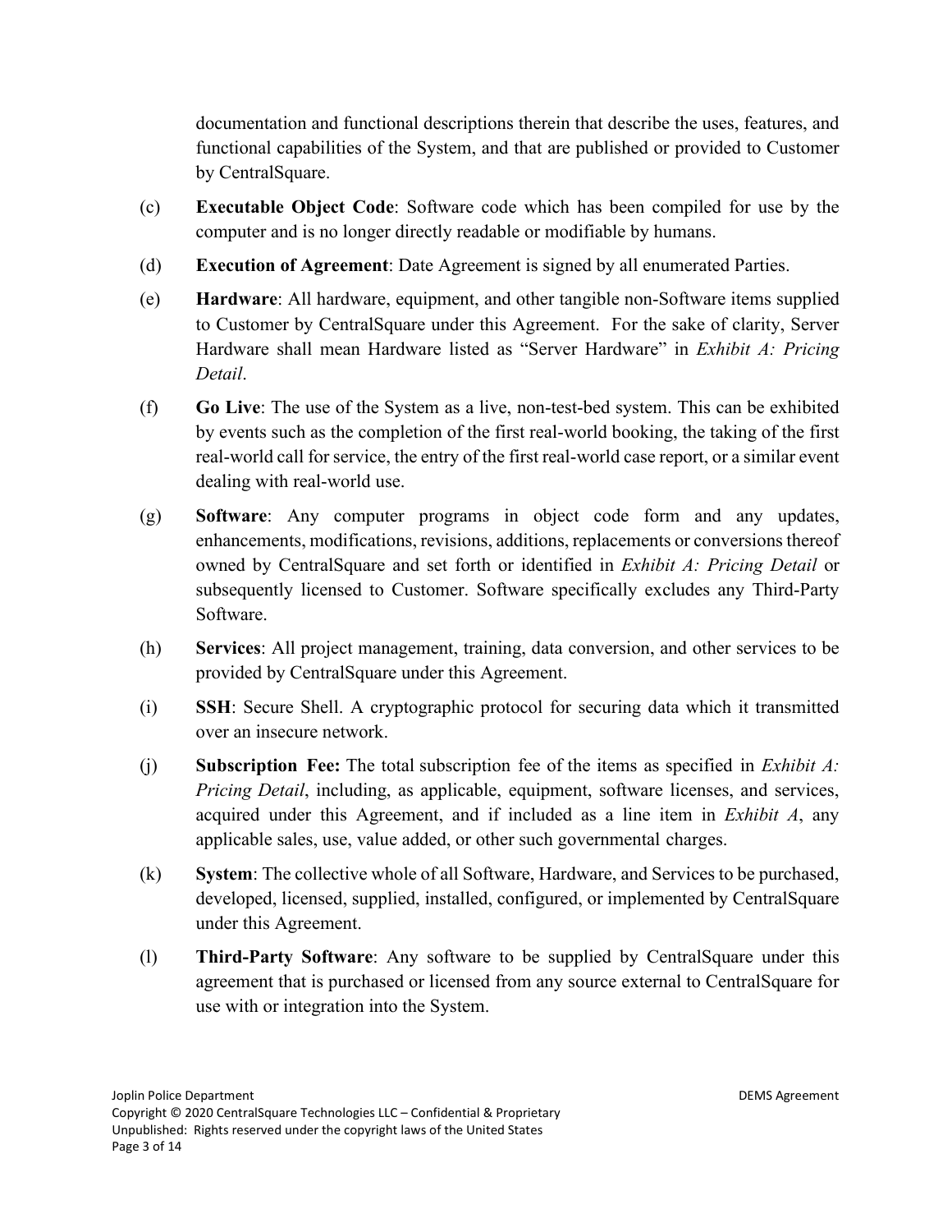documentation and functional descriptions therein that describe the uses, features, and functional capabilities of the System, and that are published or provided to Customer by CentralSquare.

(c) **Executable Object Code**: Software code which has been compiled for use by the computer and is no longer directly readable or modifiable by humans.

(d) **Execution of Agreement**: Date Agreement is signed by all enumerated Parties.

(e) **Hardware**: All hardware, equipment, and other tangible non-Software items supplied to Customer by CentralSquare under this Agreement. For the sake of clarity, Server Hardware shall mean Hardware listed as "Server Hardware" in *Exhibit A: Pricing Detail*.

(f) **Go Live**: The use of the System as a live, non-test-bed system. This can be exhibited by events such as the completion of the first real-world booking, the taking of the first real-world call for service, the entry of the first real-world case report, or a similar event dealing with real-world use.

(g) **Software**: Any computer programs in object code form and any updates, enhancements, modifications, revisions, additions, replacements or conversions thereof owned by CentralSquare and set forth or identified in *Exhibit A: Pricing Detail* or subsequently licensed to Customer. Software specifically excludes any Third-Party Software.

(h) **Services**: All project management, training, data conversion, and other services to be provided by CentralSquare under this Agreement.

(i) **SSH**: Secure Shell. A cryptographic protocol for securing data which it transmitted over an insecure network.

(j) **Subscription Fee:** The total subscription fee of the items as specified in *Exhibit A: Pricing Detail*, including, as applicable, equipment, software licenses, and services, acquired under this Agreement, and if included as a line item in *Exhibit A*, any applicable sales, use, value added, or other such governmental charges.

(k) **System**: The collective whole of all Software, Hardware, and Services to be purchased, developed, licensed, supplied, installed, configured, or implemented by CentralSquare under this Agreement.

(l) **Third-Party Software**: Any software to be supplied by CentralSquare under this agreement that is purchased or licensed from any source external to CentralSquare for use with or integration into the System.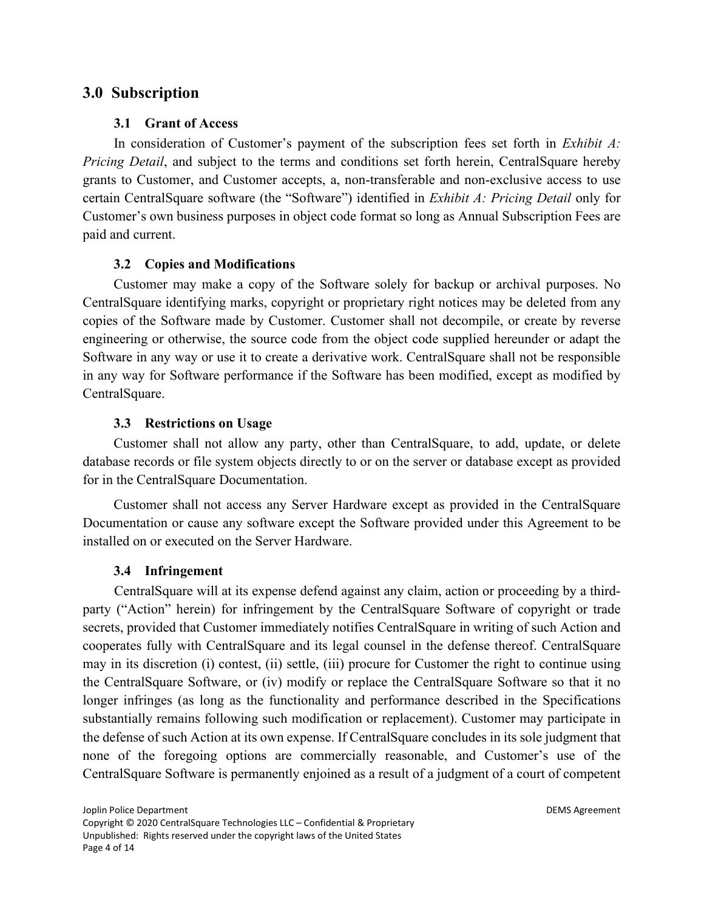## 3.0 Subscription

### 3.1 Grant of Access

In consideration of Customer's payment of the subscription fees set forth in *Exhibit A: Pricing Detail*, and subject to the terms and conditions set forth herein, CentralSquare hereby grants to Customer, and Customer accepts, a, non-transferable and non-exclusive access to use certain CentralSquare software (the "Software") identified in *Exhibit A: Pricing Detail* only for Customer's own business purposes in object code format so long as Annual Subscription Fees are paid and current.

### 3.2 Copies and Modifications

Customer may make a copy of the Software solely for backup or archival purposes. No CentralSquare identifying marks, copyright or proprietary right notices may be deleted from any copies of the Software made by Customer. Customer shall not decompile, or create by reverse engineering or otherwise, the source code from the object code supplied hereunder or adapt the Software in any way or use it to create a derivative work. CentralSquare shall not be responsible in any way for Software performance if the Software has been modified, except as modified by CentralSquare.

### 3.3 Restrictions on Usage

Customer shall not allow any party, other than CentralSquare, to add, update, or delete database records or file system objects directly to or on the server or database except as provided for in the CentralSquare Documentation.

Customer shall not access any Server Hardware except as provided in the CentralSquare Documentation or cause any software except the Software provided under this Agreement to be installed on or executed on the Server Hardware.

### 3.4 Infringement

CentralSquare will at its expense defend against any claim, action or proceeding by a third-party ("Action" herein) for infringement by the CentralSquare Software of copyright or trade secrets, provided that Customer immediately notifies CentralSquare in writing of such Action and cooperates fully with CentralSquare and its legal counsel in the defense thereof. CentralSquare may in its discretion (i) contest, (ii) settle, (iii) procure for Customer the right to continue using the CentralSquare Software, or (iv) modify or replace the CentralSquare Software so that it no longer infringes (as long as the functionality and performance described in the Specifications substantially remains following such modification or replacement). Customer may participate in the defense of such Action at its own expense. If CentralSquare concludes in its sole judgment that none of the foregoing options are commercially reasonable, and Customer's use of the CentralSquare Software is permanently enjoined as a result of a judgment of a court of competent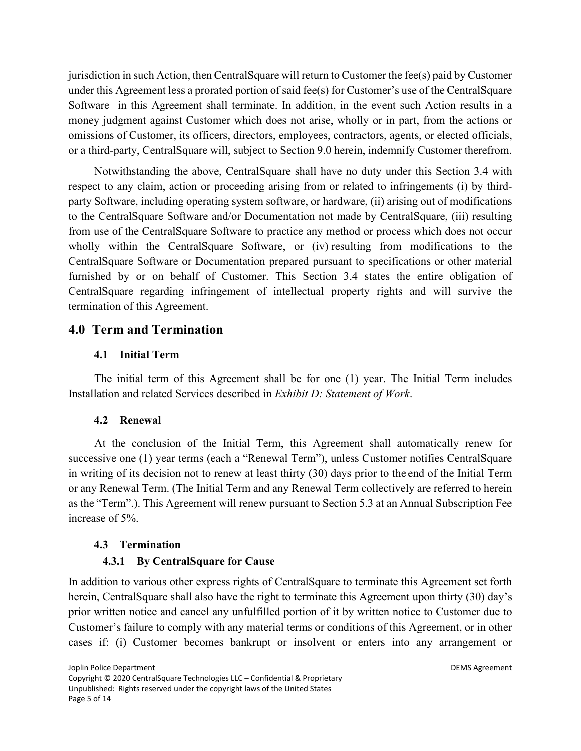jurisdiction in such Action, then CentralSquare will return to Customer the fee(s) paid by Customer under this Agreement less a prorated portion of said fee(s) for Customer's use of the CentralSquare Software in this Agreement shall terminate. In addition, in the event such Action results in a money judgment against Customer which does not arise, wholly or in part, from the actions or omissions of Customer, its officers, directors, employees, contractors, agents, or elected officials, or a third-party, CentralSquare will, subject to Section 9.0 herein, indemnify Customer therefrom.

Notwithstanding the above, CentralSquare shall have no duty under this Section 3.4 with respect to any claim, action or proceeding arising from or related to infringements (i) by third-party Software, including operating system software, or hardware, (ii) arising out of modifications to the CentralSquare Software and/or Documentation not made by CentralSquare, (iii) resulting from use of the CentralSquare Software to practice any method or process which does not occur wholly within the CentralSquare Software, or (iv) resulting from modifications to the CentralSquare Software or Documentation prepared pursuant to specifications or other material furnished by or on behalf of Customer. This Section 3.4 states the entire obligation of CentralSquare regarding infringement of intellectual property rights and will survive the termination of this Agreement.

## 4.0 Term and Termination

### 4.1 Initial Term

The initial term of this Agreement shall be for one (1) year. The Initial Term includes Installation and related Services described in *Exhibit D: Statement of Work*.

### 4.2 Renewal

At the conclusion of the Initial Term, this Agreement shall automatically renew for successive one (1) year terms (each a "Renewal Term"), unless Customer notifies CentralSquare in writing of its decision not to renew at least thirty (30) days prior to the end of the Initial Term or any Renewal Term. (The Initial Term and any Renewal Term collectively are referred to herein as the "Term".). This Agreement will renew pursuant to Section 5.3 at an Annual Subscription Fee increase of 5%.

### 4.3 Termination

#### 4.3.1 By CentralSquare for Cause

In addition to various other express rights of CentralSquare to terminate this Agreement set forth herein, CentralSquare shall also have the right to terminate this Agreement upon thirty (30) day's prior written notice and cancel any unfulfilled portion of it by written notice to Customer due to Customer's failure to comply with any material terms or conditions of this Agreement, or in other cases if: (i) Customer becomes bankrupt or insolvent or enters into any arrangement or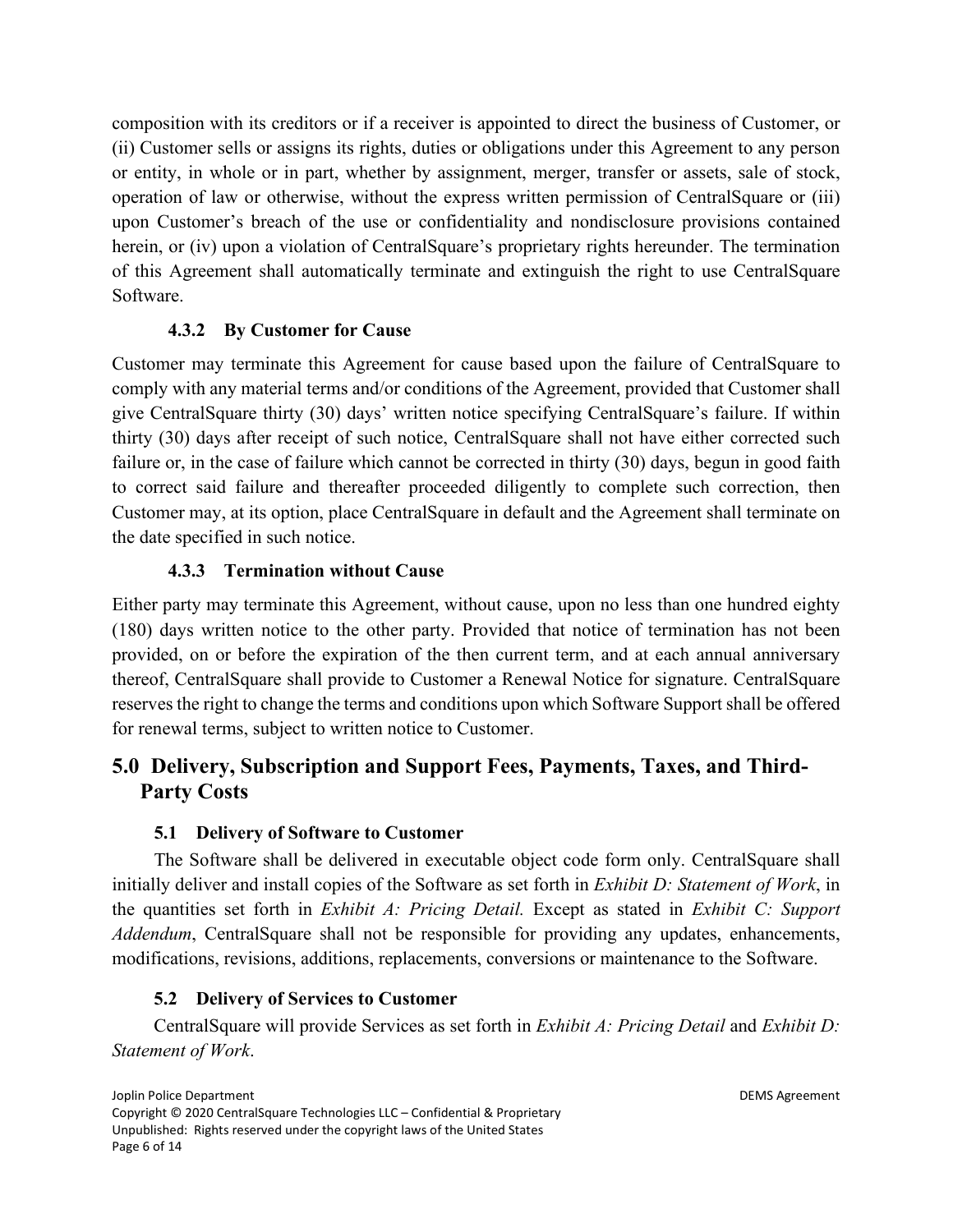composition with its creditors or if a receiver is appointed to direct the business of Customer, or (ii) Customer sells or assigns its rights, duties or obligations under this Agreement to any person or entity, in whole or in part, whether by assignment, merger, transfer or assets, sale of stock, operation of law or otherwise, without the express written permission of CentralSquare or (iii) upon Customer's breach of the use or confidentiality and nondisclosure provisions contained herein, or (iv) upon a violation of CentralSquare's proprietary rights hereunder. The termination of this Agreement shall automatically terminate and extinguish the right to use CentralSquare Software.

#### 4.3.2 By Customer for Cause

Customer may terminate this Agreement for cause based upon the failure of CentralSquare to comply with any material terms and/or conditions of the Agreement, provided that Customer shall give CentralSquare thirty (30) days' written notice specifying CentralSquare's failure. If within thirty (30) days after receipt of such notice, CentralSquare shall not have either corrected such failure or, in the case of failure which cannot be corrected in thirty (30) days, begun in good faith to correct said failure and thereafter proceeded diligently to complete such correction, then Customer may, at its option, place CentralSquare in default and the Agreement shall terminate on the date specified in such notice.

#### 4.3.3 Termination without Cause

Either party may terminate this Agreement, without cause, upon no less than one hundred eighty (180) days written notice to the other party. Provided that notice of termination has not been provided, on or before the expiration of the then current term, and at each annual anniversary thereof, CentralSquare shall provide to Customer a Renewal Notice for signature. CentralSquare reserves the right to change the terms and conditions upon which Software Support shall be offered for renewal terms, subject to written notice to Customer.

## 5.0 Delivery, Subscription and Support Fees, Payments, Taxes, and Third-Party Costs

### 5.1 Delivery of Software to Customer

The Software shall be delivered in executable object code form only. CentralSquare shall initially deliver and install copies of the Software as set forth in *Exhibit D: Statement of Work*, in the quantities set forth in *Exhibit A: Pricing Detail.* Except as stated in *Exhibit C: Support Addendum*, CentralSquare shall not be responsible for providing any updates, enhancements, modifications, revisions, additions, replacements, conversions or maintenance to the Software.

### 5.2 Delivery of Services to Customer

CentralSquare will provide Services as set forth in *Exhibit A: Pricing Detail* and *Exhibit D: Statement of Work*.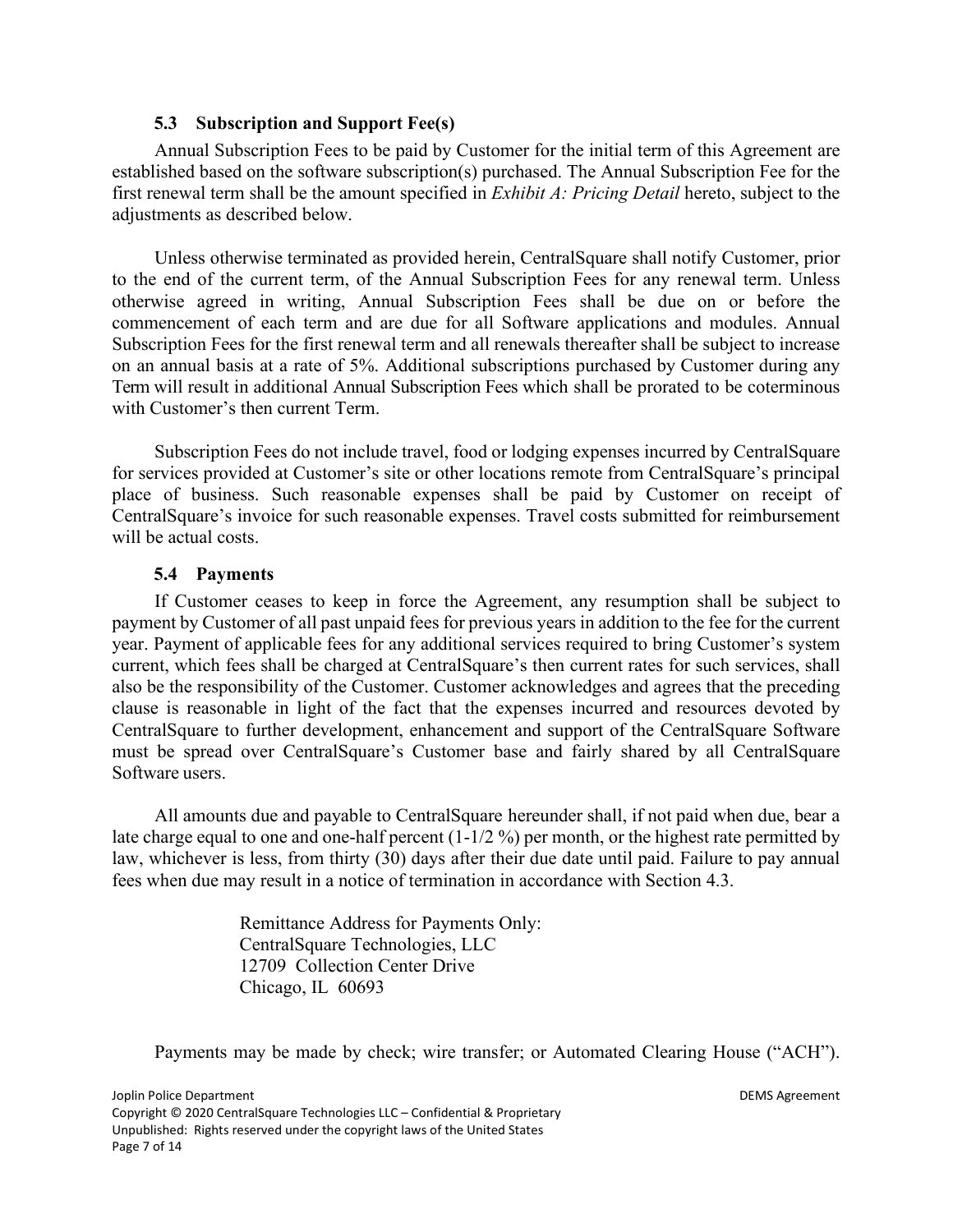### 5.3 Subscription and Support Fee(s)

Annual Subscription Fees to be paid by Customer for the initial term of this Agreement are established based on the software subscription(s) purchased. The Annual Subscription Fee for the first renewal term shall be the amount specified in *Exhibit A: Pricing Detail* hereto, subject to the adjustments as described below.

Unless otherwise terminated as provided herein, CentralSquare shall notify Customer, prior to the end of the current term, of the Annual Subscription Fees for any renewal term. Unless otherwise agreed in writing, Annual Subscription Fees shall be due on or before the commencement of each term and are due for all Software applications and modules. Annual Subscription Fees for the first renewal term and all renewals thereafter shall be subject to increase on an annual basis at a rate of 5%. Additional subscriptions purchased by Customer during any Term will result in additional Annual Subscription Fees which shall be prorated to be coterminous with Customer's then current Term.

Subscription Fees do not include travel, food or lodging expenses incurred by CentralSquare for services provided at Customer's site or other locations remote from CentralSquare's principal place of business. Such reasonable expenses shall be paid by Customer on receipt of CentralSquare's invoice for such reasonable expenses. Travel costs submitted for reimbursement will be actual costs.

### 5.4 Payments

If Customer ceases to keep in force the Agreement, any resumption shall be subject to payment by Customer of all past unpaid fees for previous years in addition to the fee for the current year. Payment of applicable fees for any additional services required to bring Customer's system current, which fees shall be charged at CentralSquare's then current rates for such services, shall also be the responsibility of the Customer. Customer acknowledges and agrees that the preceding clause is reasonable in light of the fact that the expenses incurred and resources devoted by CentralSquare to further development, enhancement and support of the CentralSquare Software must be spread over CentralSquare's Customer base and fairly shared by all CentralSquare Software users.

All amounts due and payable to CentralSquare hereunder shall, if not paid when due, bear a late charge equal to one and one-half percent (1-1/2 %) per month, or the highest rate permitted by law, whichever is less, from thirty (30) days after their due date until paid. Failure to pay annual fees when due may result in a notice of termination in accordance with Section 4.3.

Remittance Address for Payments Only:
CentralSquare Technologies, LLC
12709 Collection Center Drive
Chicago, IL 60693

Payments may be made by check; wire transfer; or Automated Clearing House ("ACH").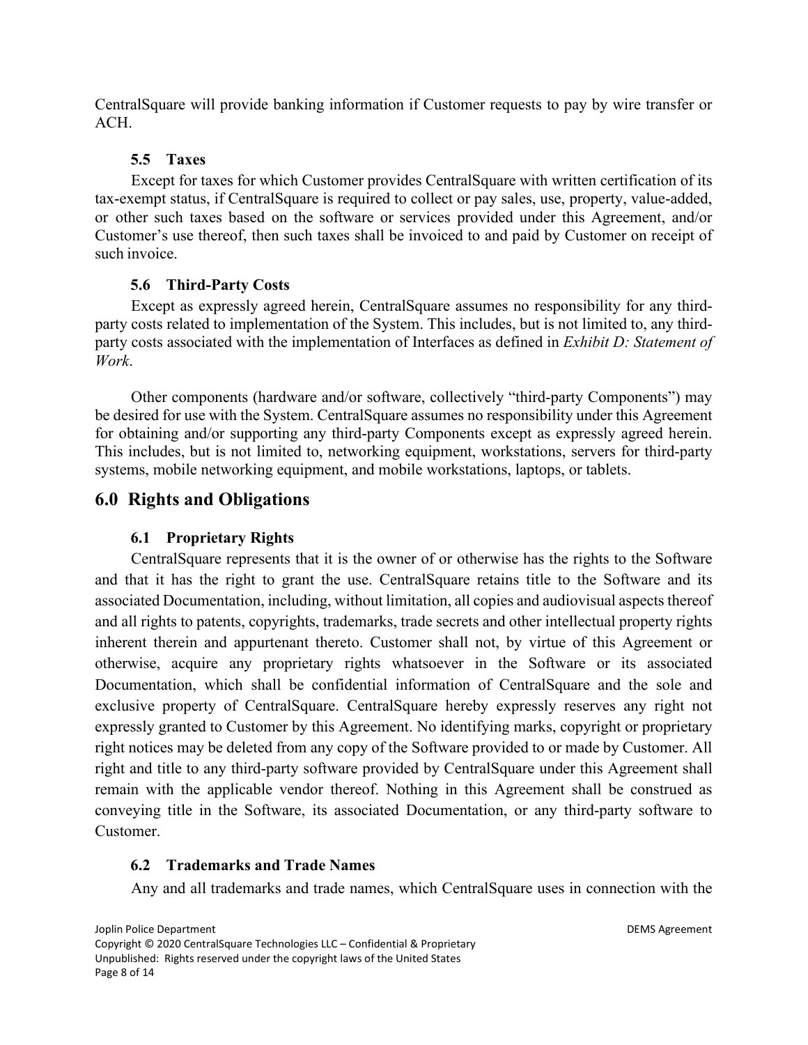CentralSquare will provide banking information if Customer requests to pay by wire transfer or ACH.

### 5.5 Taxes

Except for taxes for which Customer provides CentralSquare with written certification of its tax-exempt status, if CentralSquare is required to collect or pay sales, use, property, value-added, or other such taxes based on the software or services provided under this Agreement, and/or Customer's use thereof, then such taxes shall be invoiced to and paid by Customer on receipt of such invoice.

### 5.6 Third-Party Costs

Except as expressly agreed herein, CentralSquare assumes no responsibility for any third-party costs related to implementation of the System. This includes, but is not limited to, any third-party costs associated with the implementation of Interfaces as defined in *Exhibit D: Statement of Work*.

Other components (hardware and/or software, collectively "third-party Components") may be desired for use with the System. CentralSquare assumes no responsibility under this Agreement for obtaining and/or supporting any third-party Components except as expressly agreed herein. This includes, but is not limited to, networking equipment, workstations, servers for third-party systems, mobile networking equipment, and mobile workstations, laptops, or tablets.

## 6.0 Rights and Obligations

### 6.1 Proprietary Rights

CentralSquare represents that it is the owner of or otherwise has the rights to the Software and that it has the right to grant the use. CentralSquare retains title to the Software and its associated Documentation, including, without limitation, all copies and audiovisual aspects thereof and all rights to patents, copyrights, trademarks, trade secrets and other intellectual property rights inherent therein and appurtenant thereto. Customer shall not, by virtue of this Agreement or otherwise, acquire any proprietary rights whatsoever in the Software or its associated Documentation, which shall be confidential information of CentralSquare and the sole and exclusive property of CentralSquare. CentralSquare hereby expressly reserves any right not expressly granted to Customer by this Agreement. No identifying marks, copyright or proprietary right notices may be deleted from any copy of the Software provided to or made by Customer. All right and title to any third-party software provided by CentralSquare under this Agreement shall remain with the applicable vendor thereof. Nothing in this Agreement shall be construed as conveying title in the Software, its associated Documentation, or any third-party software to Customer.

### 6.2 Trademarks and Trade Names

Any and all trademarks and trade names, which CentralSquare uses in connection with the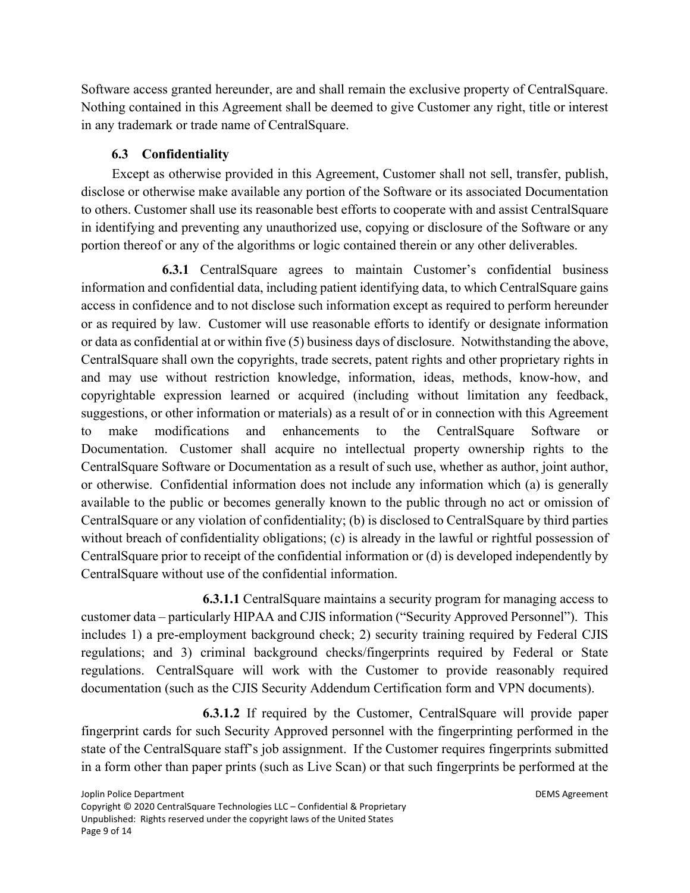Software access granted hereunder, are and shall remain the exclusive property of CentralSquare. Nothing contained in this Agreement shall be deemed to give Customer any right, title or interest in any trademark or trade name of CentralSquare.

### 6.3 Confidentiality

Except as otherwise provided in this Agreement, Customer shall not sell, transfer, publish, disclose or otherwise make available any portion of the Software or its associated Documentation to others. Customer shall use its reasonable best efforts to cooperate with and assist CentralSquare in identifying and preventing any unauthorized use, copying or disclosure of the Software or any portion thereof or any of the algorithms or logic contained therein or any other deliverables.

**6.3.1** CentralSquare agrees to maintain Customer's confidential business information and confidential data, including patient identifying data, to which CentralSquare gains access in confidence and to not disclose such information except as required to perform hereunder or as required by law. Customer will use reasonable efforts to identify or designate information or data as confidential at or within five (5) business days of disclosure. Notwithstanding the above, CentralSquare shall own the copyrights, trade secrets, patent rights and other proprietary rights in and may use without restriction knowledge, information, ideas, methods, know-how, and copyrightable expression learned or acquired (including without limitation any feedback, suggestions, or other information or materials) as a result of or in connection with this Agreement to make modifications and enhancements to the CentralSquare Software or Documentation. Customer shall acquire no intellectual property ownership rights to the CentralSquare Software or Documentation as a result of such use, whether as author, joint author, or otherwise. Confidential information does not include any information which (a) is generally available to the public or becomes generally known to the public through no act or omission of CentralSquare or any violation of confidentiality; (b) is disclosed to CentralSquare by third parties without breach of confidentiality obligations; (c) is already in the lawful or rightful possession of CentralSquare prior to receipt of the confidential information or (d) is developed independently by CentralSquare without use of the confidential information.

**6.3.1.1** CentralSquare maintains a security program for managing access to customer data – particularly HIPAA and CJIS information ("Security Approved Personnel"). This includes 1) a pre-employment background check; 2) security training required by Federal CJIS regulations; and 3) criminal background checks/fingerprints required by Federal or State regulations. CentralSquare will work with the Customer to provide reasonably required documentation (such as the CJIS Security Addendum Certification form and VPN documents).

**6.3.1.2** If required by the Customer, CentralSquare will provide paper fingerprint cards for such Security Approved personnel with the fingerprinting performed in the state of the CentralSquare staff's job assignment. If the Customer requires fingerprints submitted in a form other than paper prints (such as Live Scan) or that such fingerprints be performed at the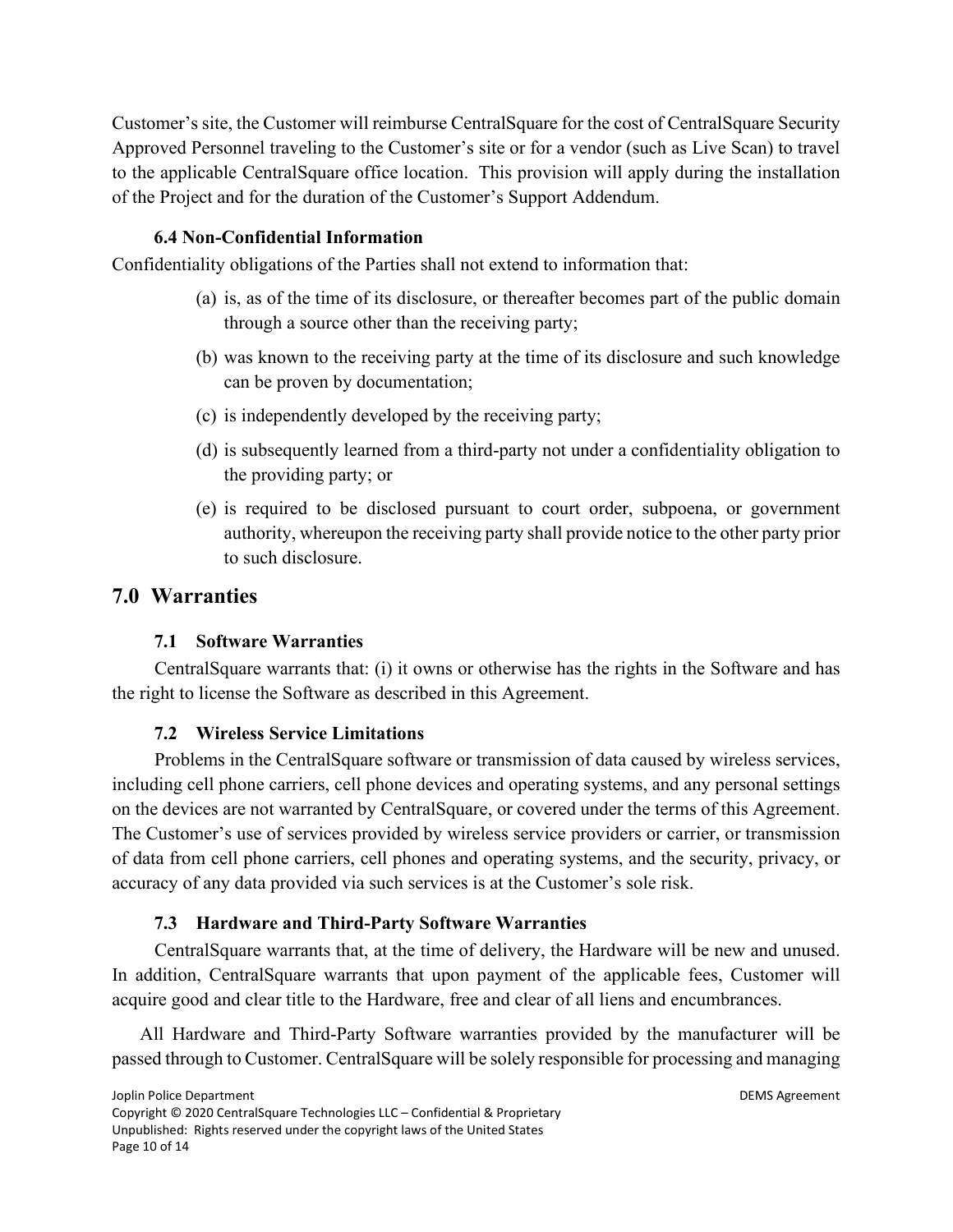Customer's site, the Customer will reimburse CentralSquare for the cost of CentralSquare Security Approved Personnel traveling to the Customer's site or for a vendor (such as Live Scan) to travel to the applicable CentralSquare office location. This provision will apply during the installation of the Project and for the duration of the Customer's Support Addendum.

### 6.4 Non-Confidential Information

Confidentiality obligations of the Parties shall not extend to information that:

(a) is, as of the time of its disclosure, or thereafter becomes part of the public domain through a source other than the receiving party;

(b) was known to the receiving party at the time of its disclosure and such knowledge can be proven by documentation;

(c) is independently developed by the receiving party;

(d) is subsequently learned from a third-party not under a confidentiality obligation to the providing party; or

(e) is required to be disclosed pursuant to court order, subpoena, or government authority, whereupon the receiving party shall provide notice to the other party prior to such disclosure.

## 7.0 Warranties

### 7.1 Software Warranties

CentralSquare warrants that: (i) it owns or otherwise has the rights in the Software and has the right to license the Software as described in this Agreement.

### 7.2 Wireless Service Limitations

Problems in the CentralSquare software or transmission of data caused by wireless services, including cell phone carriers, cell phone devices and operating systems, and any personal settings on the devices are not warranted by CentralSquare, or covered under the terms of this Agreement. The Customer's use of services provided by wireless service providers or carrier, or transmission of data from cell phone carriers, cell phones and operating systems, and the security, privacy, or accuracy of any data provided via such services is at the Customer's sole risk.

### 7.3 Hardware and Third-Party Software Warranties

CentralSquare warrants that, at the time of delivery, the Hardware will be new and unused. In addition, CentralSquare warrants that upon payment of the applicable fees, Customer will acquire good and clear title to the Hardware, free and clear of all liens and encumbrances.

All Hardware and Third-Party Software warranties provided by the manufacturer will be passed through to Customer. CentralSquare will be solely responsible for processing and managing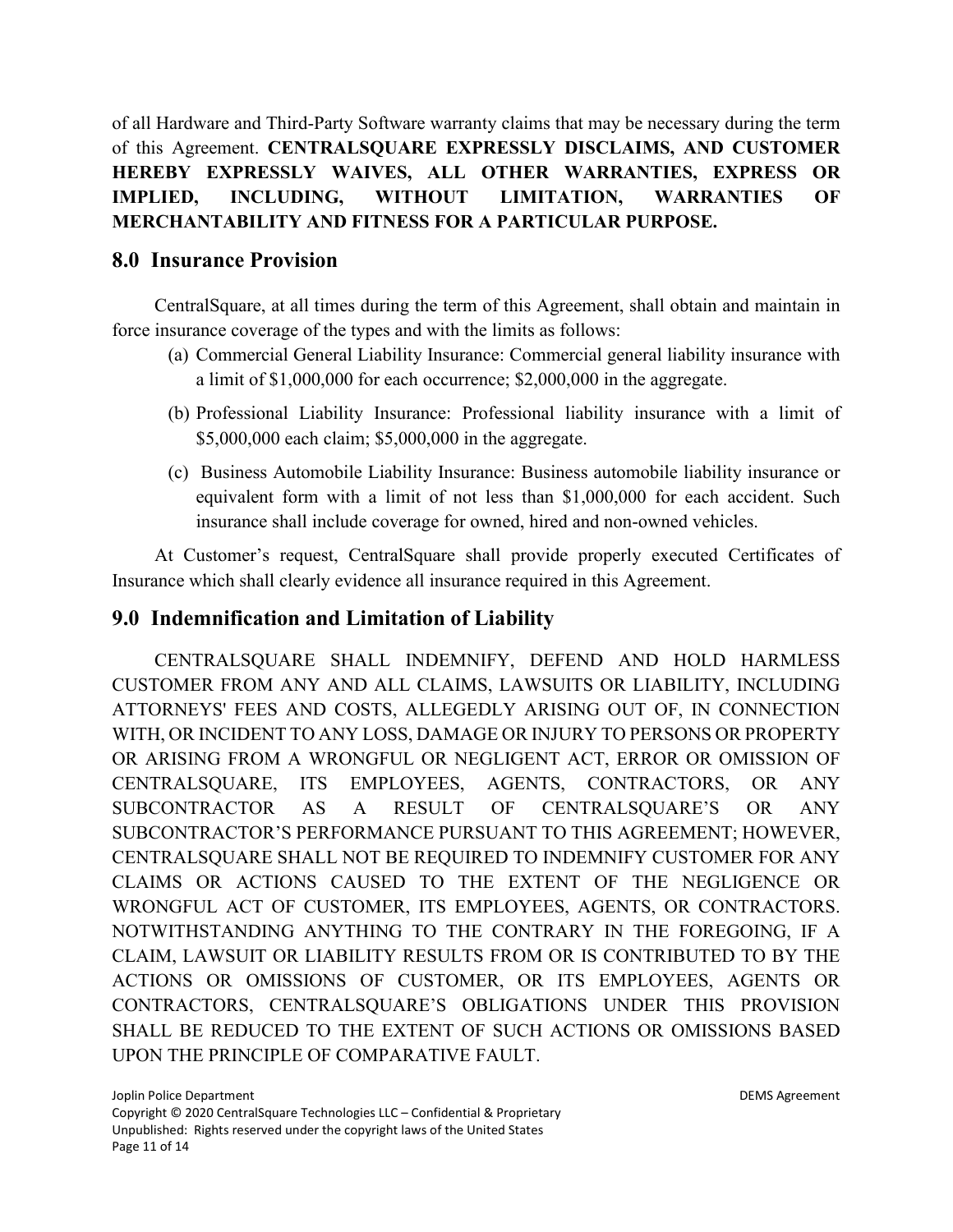of all Hardware and Third-Party Software warranty claims that may be necessary during the term of this Agreement. **CENTRALSQUARE EXPRESSLY DISCLAIMS, AND CUSTOMER HEREBY EXPRESSLY WAIVES, ALL OTHER WARRANTIES, EXPRESS OR IMPLIED, INCLUDING, WITHOUT LIMITATION, WARRANTIES OF MERCHANTABILITY AND FITNESS FOR A PARTICULAR PURPOSE.**

## 8.0 Insurance Provision

CentralSquare, at all times during the term of this Agreement, shall obtain and maintain in force insurance coverage of the types and with the limits as follows:

(a) Commercial General Liability Insurance: Commercial general liability insurance with a limit of $1,000,000 for each occurrence; $2,000,000 in the aggregate.

(b) Professional Liability Insurance: Professional liability insurance with a limit of $5,000,000 each claim; $5,000,000 in the aggregate.

(c) Business Automobile Liability Insurance: Business automobile liability insurance or equivalent form with a limit of not less than $1,000,000 for each accident. Such insurance shall include coverage for owned, hired and non-owned vehicles.

At Customer's request, CentralSquare shall provide properly executed Certificates of Insurance which shall clearly evidence all insurance required in this Agreement.

## 9.0 Indemnification and Limitation of Liability

CENTRALSQUARE SHALL INDEMNIFY, DEFEND AND HOLD HARMLESS CUSTOMER FROM ANY AND ALL CLAIMS, LAWSUITS OR LIABILITY, INCLUDING ATTORNEYS' FEES AND COSTS, ALLEGEDLY ARISING OUT OF, IN CONNECTION WITH, OR INCIDENT TO ANY LOSS, DAMAGE OR INJURY TO PERSONS OR PROPERTY OR ARISING FROM A WRONGFUL OR NEGLIGENT ACT, ERROR OR OMISSION OF CENTRALSQUARE, ITS EMPLOYEES, AGENTS, CONTRACTORS, OR ANY SUBCONTRACTOR AS A RESULT OF CENTRALSQUARE'S OR ANY SUBCONTRACTOR'S PERFORMANCE PURSUANT TO THIS AGREEMENT; HOWEVER, CENTRALSQUARE SHALL NOT BE REQUIRED TO INDEMNIFY CUSTOMER FOR ANY CLAIMS OR ACTIONS CAUSED TO THE EXTENT OF THE NEGLIGENCE OR WRONGFUL ACT OF CUSTOMER, ITS EMPLOYEES, AGENTS, OR CONTRACTORS. NOTWITHSTANDING ANYTHING TO THE CONTRARY IN THE FOREGOING, IF A CLAIM, LAWSUIT OR LIABILITY RESULTS FROM OR IS CONTRIBUTED TO BY THE ACTIONS OR OMISSIONS OF CUSTOMER, OR ITS EMPLOYEES, AGENTS OR CONTRACTORS, CENTRALSQUARE'S OBLIGATIONS UNDER THIS PROVISION SHALL BE REDUCED TO THE EXTENT OF SUCH ACTIONS OR OMISSIONS BASED UPON THE PRINCIPLE OF COMPARATIVE FAULT.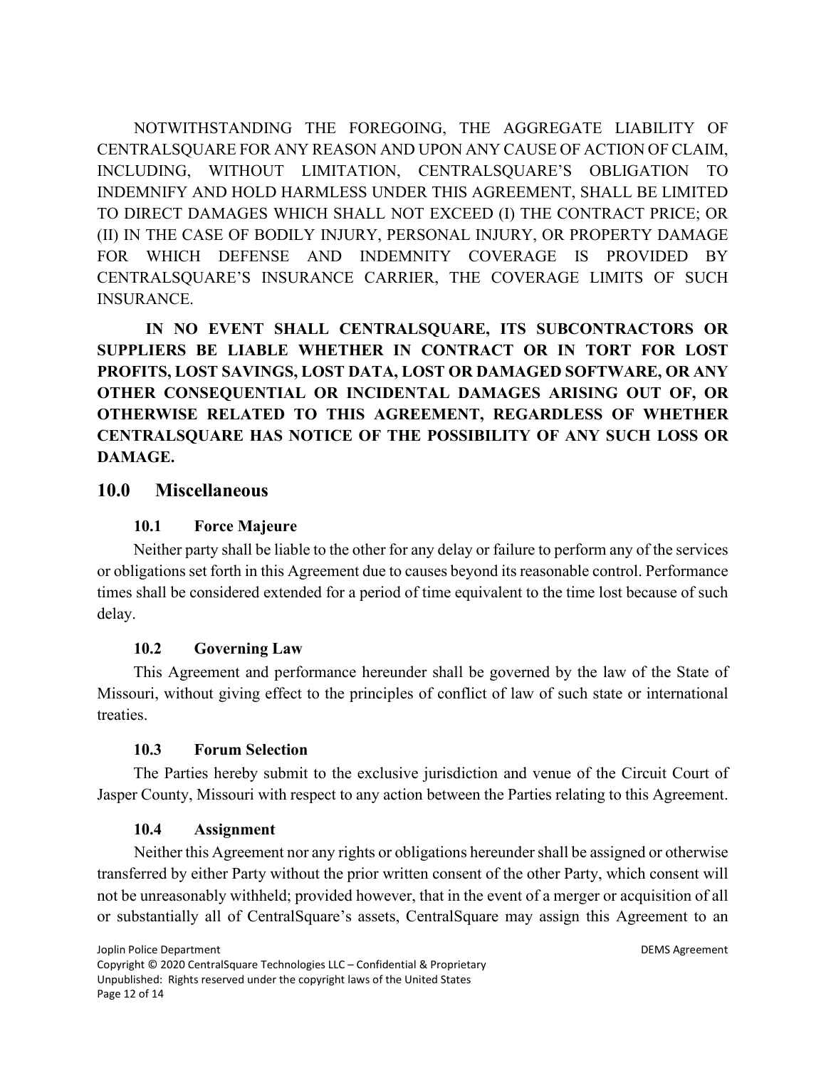NOTWITHSTANDING THE FOREGOING, THE AGGREGATE LIABILITY OF CENTRALSQUARE FOR ANY REASON AND UPON ANY CAUSE OF ACTION OF CLAIM, INCLUDING, WITHOUT LIMITATION, CENTRALSQUARE'S OBLIGATION TO INDEMNIFY AND HOLD HARMLESS UNDER THIS AGREEMENT, SHALL BE LIMITED TO DIRECT DAMAGES WHICH SHALL NOT EXCEED (I) THE CONTRACT PRICE; OR (II) IN THE CASE OF BODILY INJURY, PERSONAL INJURY, OR PROPERTY DAMAGE FOR WHICH DEFENSE AND INDEMNITY COVERAGE IS PROVIDED BY CENTRALSQUARE'S INSURANCE CARRIER, THE COVERAGE LIMITS OF SUCH INSURANCE.

**IN NO EVENT SHALL CENTRALSQUARE, ITS SUBCONTRACTORS OR SUPPLIERS BE LIABLE WHETHER IN CONTRACT OR IN TORT FOR LOST PROFITS, LOST SAVINGS, LOST DATA, LOST OR DAMAGED SOFTWARE, OR ANY OTHER CONSEQUENTIAL OR INCIDENTAL DAMAGES ARISING OUT OF, OR OTHERWISE RELATED TO THIS AGREEMENT, REGARDLESS OF WHETHER CENTRALSQUARE HAS NOTICE OF THE POSSIBILITY OF ANY SUCH LOSS OR DAMAGE.**

## 10.0 Miscellaneous

### 10.1 Force Majeure

Neither party shall be liable to the other for any delay or failure to perform any of the services or obligations set forth in this Agreement due to causes beyond its reasonable control. Performance times shall be considered extended for a period of time equivalent to the time lost because of such delay.

### 10.2 Governing Law

This Agreement and performance hereunder shall be governed by the law of the State of Missouri, without giving effect to the principles of conflict of law of such state or international treaties.

### 10.3 Forum Selection

The Parties hereby submit to the exclusive jurisdiction and venue of the Circuit Court of Jasper County, Missouri with respect to any action between the Parties relating to this Agreement.

### 10.4 Assignment

Neither this Agreement nor any rights or obligations hereunder shall be assigned or otherwise transferred by either Party without the prior written consent of the other Party, which consent will not be unreasonably withheld; provided however, that in the event of a merger or acquisition of all or substantially all of CentralSquare's assets, CentralSquare may assign this Agreement to an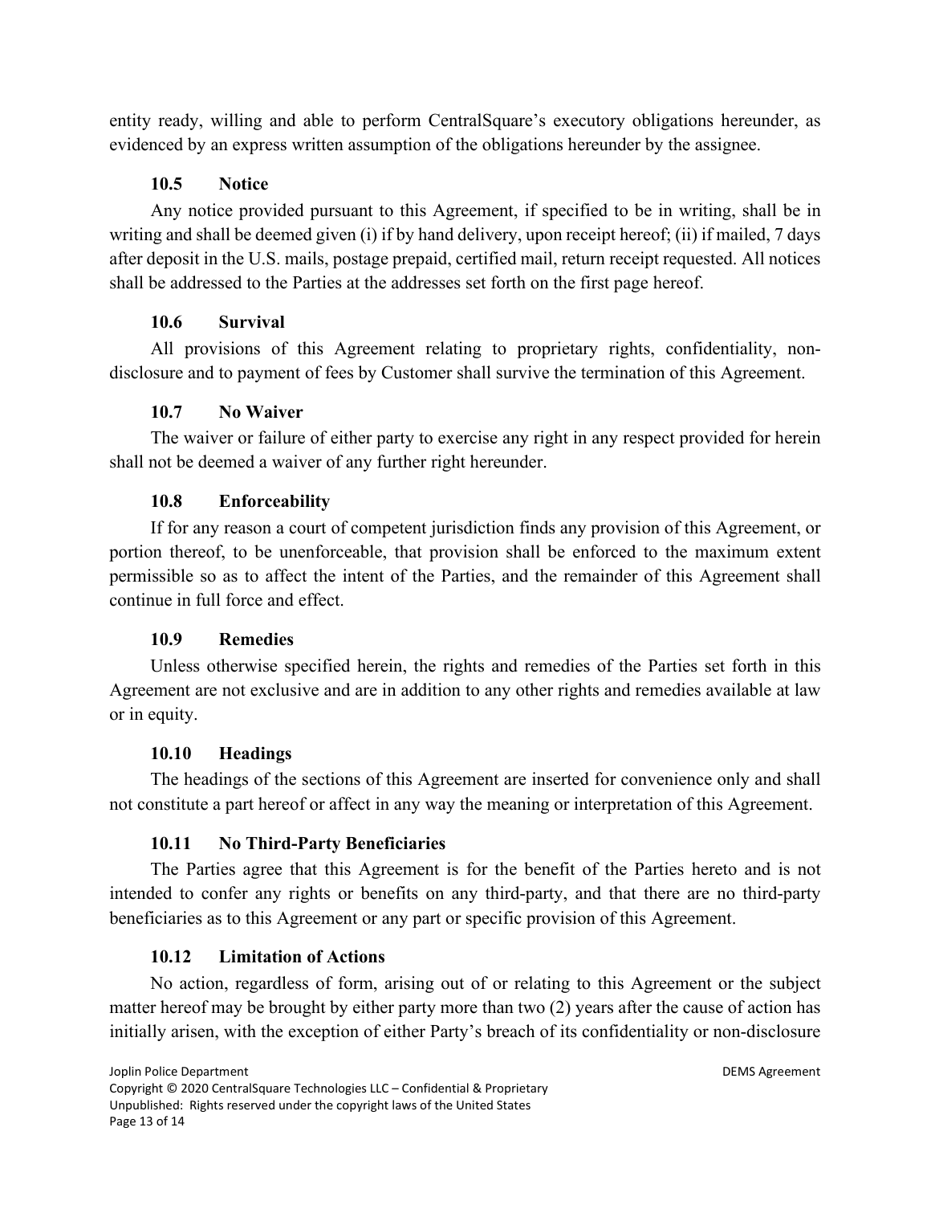entity ready, willing and able to perform CentralSquare's executory obligations hereunder, as evidenced by an express written assumption of the obligations hereunder by the assignee.

### 10.5 Notice

Any notice provided pursuant to this Agreement, if specified to be in writing, shall be in writing and shall be deemed given (i) if by hand delivery, upon receipt hereof; (ii) if mailed, 7 days after deposit in the U.S. mails, postage prepaid, certified mail, return receipt requested. All notices shall be addressed to the Parties at the addresses set forth on the first page hereof.

### 10.6 Survival

All provisions of this Agreement relating to proprietary rights, confidentiality, non-disclosure and to payment of fees by Customer shall survive the termination of this Agreement.

### 10.7 No Waiver

The waiver or failure of either party to exercise any right in any respect provided for herein shall not be deemed a waiver of any further right hereunder.

### 10.8 Enforceability

If for any reason a court of competent jurisdiction finds any provision of this Agreement, or portion thereof, to be unenforceable, that provision shall be enforced to the maximum extent permissible so as to affect the intent of the Parties, and the remainder of this Agreement shall continue in full force and effect.

### 10.9 Remedies

Unless otherwise specified herein, the rights and remedies of the Parties set forth in this Agreement are not exclusive and are in addition to any other rights and remedies available at law or in equity.

### 10.10 Headings

The headings of the sections of this Agreement are inserted for convenience only and shall not constitute a part hereof or affect in any way the meaning or interpretation of this Agreement.

### 10.11 No Third-Party Beneficiaries

The Parties agree that this Agreement is for the benefit of the Parties hereto and is not intended to confer any rights or benefits on any third-party, and that there are no third-party beneficiaries as to this Agreement or any part or specific provision of this Agreement.

### 10.12 Limitation of Actions

No action, regardless of form, arising out of or relating to this Agreement or the subject matter hereof may be brought by either party more than two (2) years after the cause of action has initially arisen, with the exception of either Party's breach of its confidentiality or non-disclosure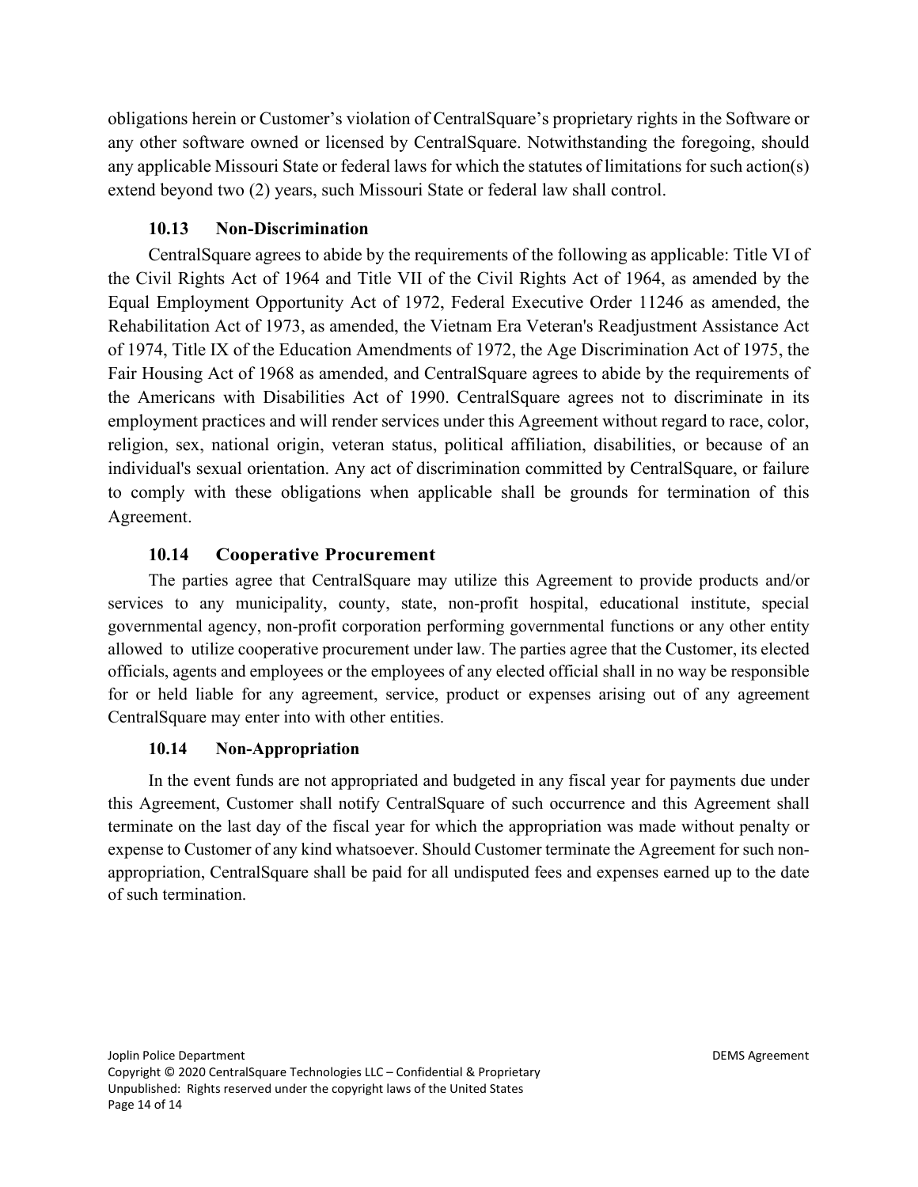obligations herein or Customer's violation of CentralSquare's proprietary rights in the Software or any other software owned or licensed by CentralSquare. Notwithstanding the foregoing, should any applicable Missouri State or federal laws for which the statutes of limitations for such action(s) extend beyond two (2) years, such Missouri State or federal law shall control.

### 10.13 Non-Discrimination

CentralSquare agrees to abide by the requirements of the following as applicable: Title VI of the Civil Rights Act of 1964 and Title VII of the Civil Rights Act of 1964, as amended by the Equal Employment Opportunity Act of 1972, Federal Executive Order 11246 as amended, the Rehabilitation Act of 1973, as amended, the Vietnam Era Veteran's Readjustment Assistance Act of 1974, Title IX of the Education Amendments of 1972, the Age Discrimination Act of 1975, the Fair Housing Act of 1968 as amended, and CentralSquare agrees to abide by the requirements of the Americans with Disabilities Act of 1990. CentralSquare agrees not to discriminate in its employment practices and will render services under this Agreement without regard to race, color, religion, sex, national origin, veteran status, political affiliation, disabilities, or because of an individual's sexual orientation. Any act of discrimination committed by CentralSquare, or failure to comply with these obligations when applicable shall be grounds for termination of this Agreement.

### 10.14 Cooperative Procurement

The parties agree that CentralSquare may utilize this Agreement to provide products and/or services to any municipality, county, state, non-profit hospital, educational institute, special governmental agency, non-profit corporation performing governmental functions or any other entity allowed to utilize cooperative procurement under law. The parties agree that the Customer, its elected officials, agents and employees or the employees of any elected official shall in no way be responsible for or held liable for any agreement, service, product or expenses arising out of any agreement CentralSquare may enter into with other entities.

### 10.14 Non-Appropriation

In the event funds are not appropriated and budgeted in any fiscal year for payments due under this Agreement, Customer shall notify CentralSquare of such occurrence and this Agreement shall terminate on the last day of the fiscal year for which the appropriation was made without penalty or expense to Customer of any kind whatsoever. Should Customer terminate the Agreement for such non-appropriation, CentralSquare shall be paid for all undisputed fees and expenses earned up to the date of such termination.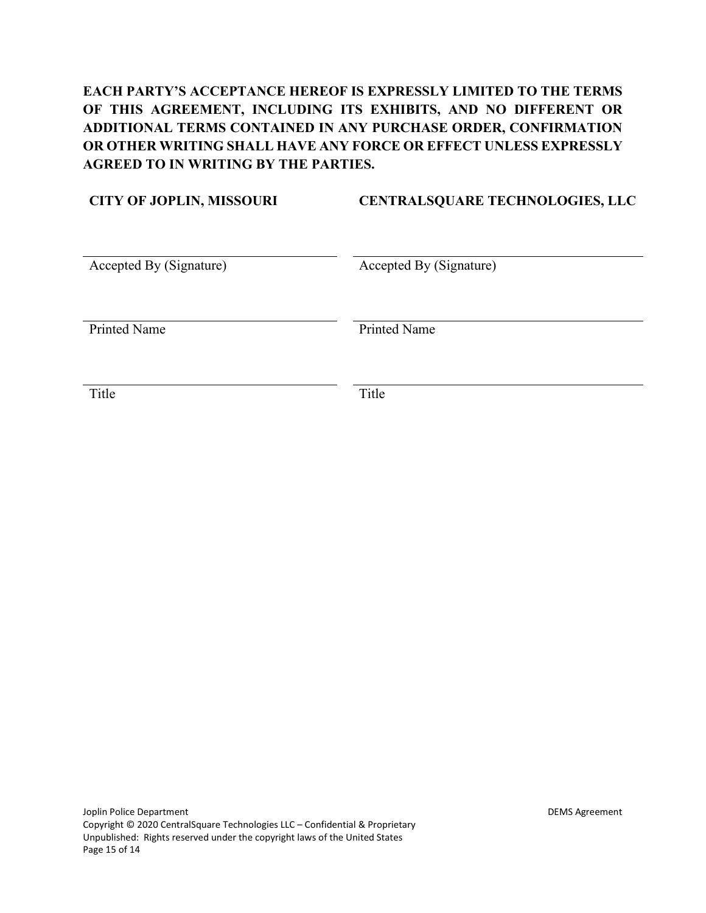**EACH PARTY'S ACCEPTANCE HEREOF IS EXPRESSLY LIMITED TO THE TERMS OF THIS AGREEMENT, INCLUDING ITS EXHIBITS, AND NO DIFFERENT OR ADDITIONAL TERMS CONTAINED IN ANY PURCHASE ORDER, CONFIRMATION OR OTHER WRITING SHALL HAVE ANY FORCE OR EFFECT UNLESS EXPRESSLY AGREED TO IN WRITING BY THE PARTIES.**

| **CITY OF JOPLIN, MISSOURI** | **CENTRALSQUARE TECHNOLOGIES, LLC** |
|---|---|
| ______________________________ | ______________________________ |
| Accepted By (Signature) | Accepted By (Signature) |
| ______________________________ | ______________________________ |
| Printed Name | Printed Name |
| ______________________________ | ______________________________ |
| Title | Title |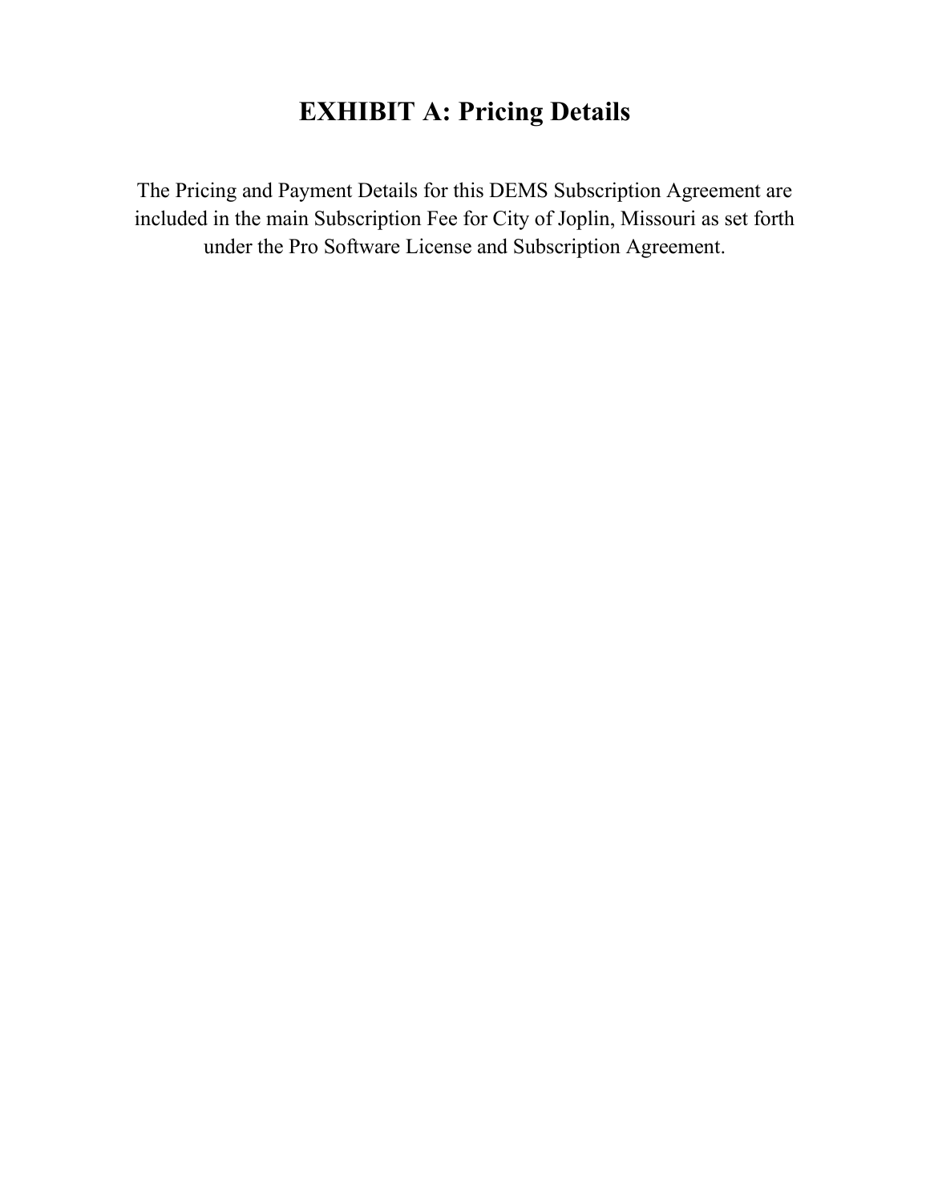# EXHIBIT A: Pricing Details

The Pricing and Payment Details for this DEMS Subscription Agreement are included in the main Subscription Fee for City of Joplin, Missouri as set forth under the Pro Software License and Subscription Agreement.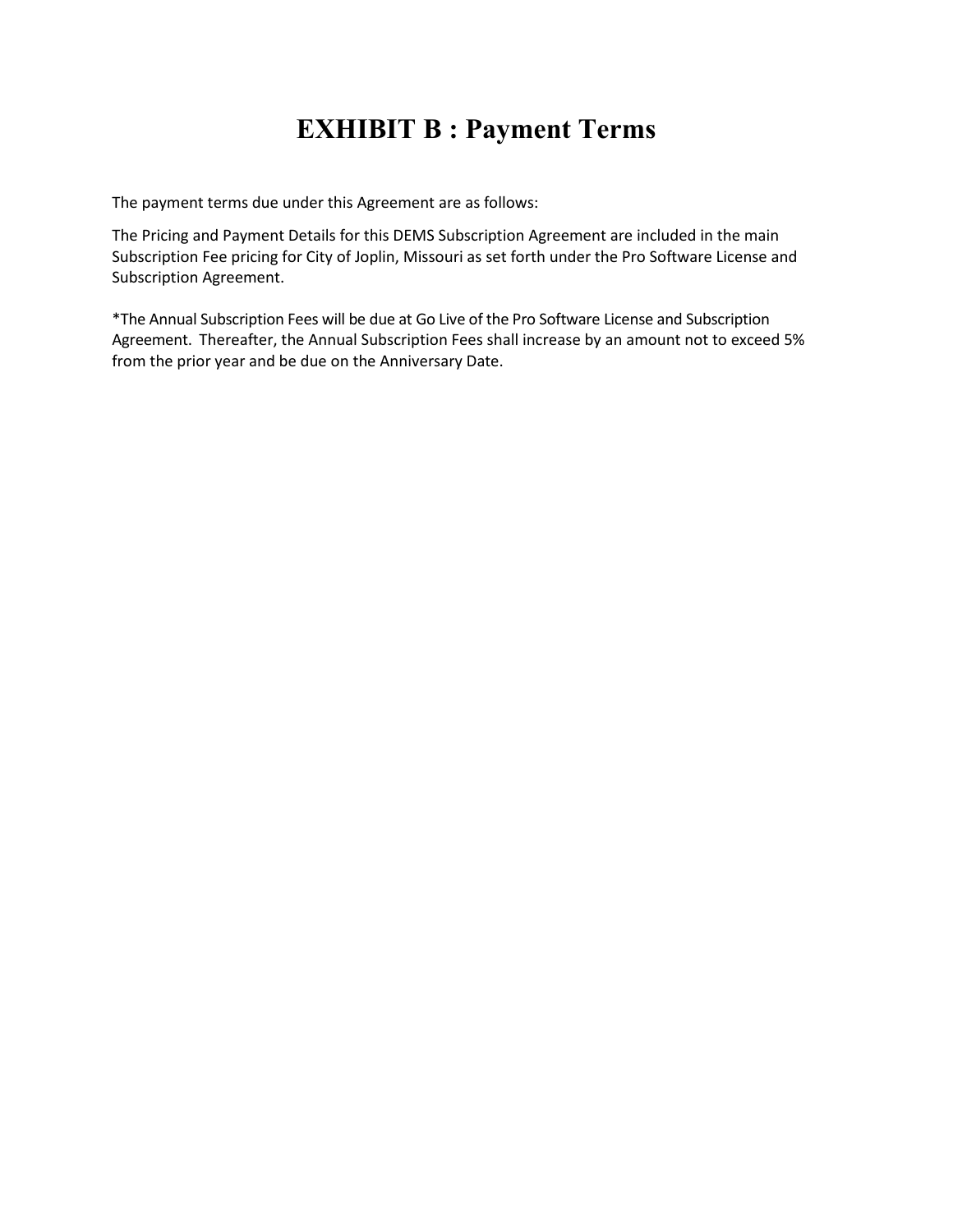# EXHIBIT B : Payment Terms

The payment terms due under this Agreement are as follows:

The Pricing and Payment Details for this DEMS Subscription Agreement are included in the main Subscription Fee pricing for City of Joplin, Missouri as set forth under the Pro Software License and Subscription Agreement.

*The Annual Subscription Fees will be due at Go Live of the Pro Software License and Subscription Agreement. Thereafter, the Annual Subscription Fees shall increase by an amount not to exceed 5% from the prior year and be due on the Anniversary Date.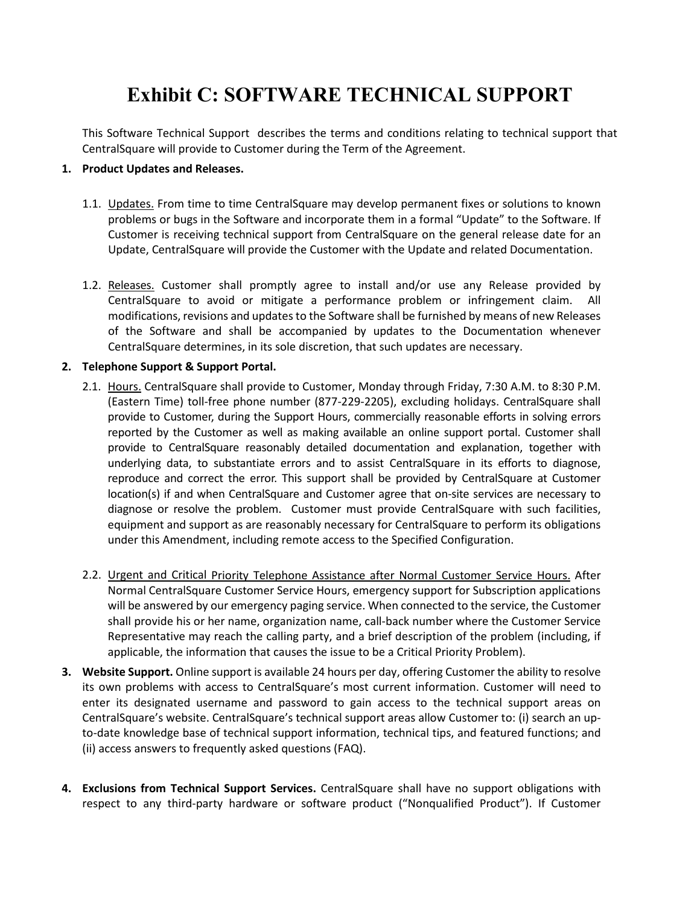# Exhibit C: SOFTWARE TECHNICAL SUPPORT

This Software Technical Support describes the terms and conditions relating to technical support that CentralSquare will provide to Customer during the Term of the Agreement.

**1. Product Updates and Releases.**

1.1. Updates. From time to time CentralSquare may develop permanent fixes or solutions to known problems or bugs in the Software and incorporate them in a formal "Update" to the Software. If Customer is receiving technical support from CentralSquare on the general release date for an Update, CentralSquare will provide the Customer with the Update and related Documentation.

1.2. Releases. Customer shall promptly agree to install and/or use any Release provided by CentralSquare to avoid or mitigate a performance problem or infringement claim. All modifications, revisions and updates to the Software shall be furnished by means of new Releases of the Software and shall be accompanied by updates to the Documentation whenever CentralSquare determines, in its sole discretion, that such updates are necessary.

**2. Telephone Support & Support Portal.**

2.1. Hours. CentralSquare shall provide to Customer, Monday through Friday, 7:30 A.M. to 8:30 P.M. (Eastern Time) toll-free phone number (877-229-2205), excluding holidays. CentralSquare shall provide to Customer, during the Support Hours, commercially reasonable efforts in solving errors reported by the Customer as well as making available an online support portal. Customer shall provide to CentralSquare reasonably detailed documentation and explanation, together with underlying data, to substantiate errors and to assist CentralSquare in its efforts to diagnose, reproduce and correct the error. This support shall be provided by CentralSquare at Customer location(s) if and when CentralSquare and Customer agree that on-site services are necessary to diagnose or resolve the problem. Customer must provide CentralSquare with such facilities, equipment and support as are reasonably necessary for CentralSquare to perform its obligations under this Amendment, including remote access to the Specified Configuration.

2.2. Urgent and Critical Priority Telephone Assistance after Normal Customer Service Hours. After Normal CentralSquare Customer Service Hours, emergency support for Subscription applications will be answered by our emergency paging service. When connected to the service, the Customer shall provide his or her name, organization name, call-back number where the Customer Service Representative may reach the calling party, and a brief description of the problem (including, if applicable, the information that causes the issue to be a Critical Priority Problem).

**3. Website Support.** Online support is available 24 hours per day, offering Customer the ability to resolve its own problems with access to CentralSquare's most current information. Customer will need to enter its designated username and password to gain access to the technical support areas on CentralSquare's website. CentralSquare's technical support areas allow Customer to: (i) search an up-to-date knowledge base of technical support information, technical tips, and featured functions; and (ii) access answers to frequently asked questions (FAQ).

**4. Exclusions from Technical Support Services.** CentralSquare shall have no support obligations with respect to any third-party hardware or software product ("Nonqualified Product"). If Customer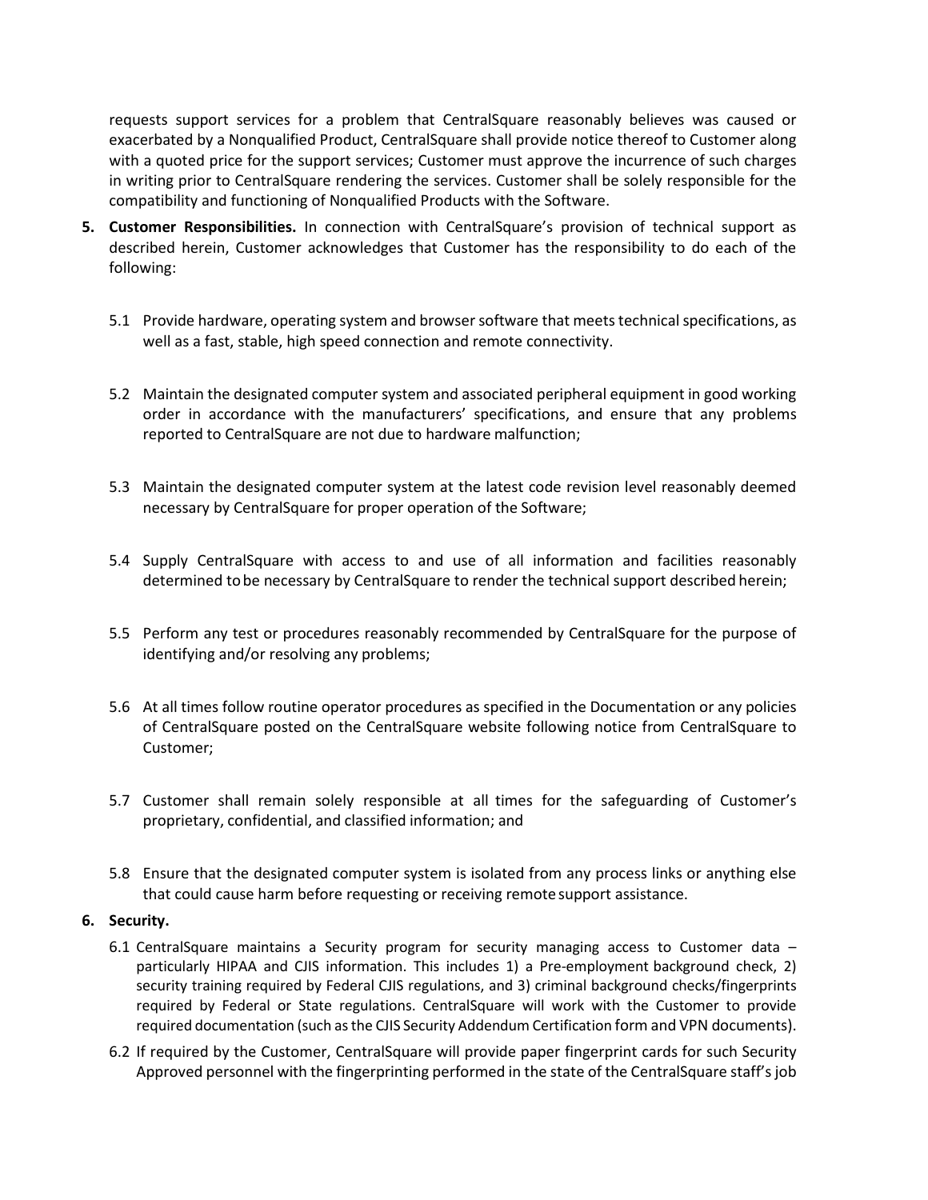requests support services for a problem that CentralSquare reasonably believes was caused or exacerbated by a Nonqualified Product, CentralSquare shall provide notice thereof to Customer along with a quoted price for the support services; Customer must approve the incurrence of such charges in writing prior to CentralSquare rendering the services. Customer shall be solely responsible for the compatibility and functioning of Nonqualified Products with the Software.

5. **Customer Responsibilities.** In connection with CentralSquare's provision of technical support as described herein, Customer acknowledges that Customer has the responsibility to do each of the following:

   5.1 Provide hardware, operating system and browser software that meets technical specifications, as well as a fast, stable, high speed connection and remote connectivity.

   5.2 Maintain the designated computer system and associated peripheral equipment in good working order in accordance with the manufacturers' specifications, and ensure that any problems reported to CentralSquare are not due to hardware malfunction;

   5.3 Maintain the designated computer system at the latest code revision level reasonably deemed necessary by CentralSquare for proper operation of the Software;

   5.4 Supply CentralSquare with access to and use of all information and facilities reasonably determined to be necessary by CentralSquare to render the technical support described herein;

   5.5 Perform any test or procedures reasonably recommended by CentralSquare for the purpose of identifying and/or resolving any problems;

   5.6 At all times follow routine operator procedures as specified in the Documentation or any policies of CentralSquare posted on the CentralSquare website following notice from CentralSquare to Customer;

   5.7 Customer shall remain solely responsible at all times for the safeguarding of Customer's proprietary, confidential, and classified information; and

   5.8 Ensure that the designated computer system is isolated from any process links or anything else that could cause harm before requesting or receiving remote support assistance.

6. **Security.**

   6.1 CentralSquare maintains a Security program for security managing access to Customer data – particularly HIPAA and CJIS information. This includes 1) a Pre-employment background check, 2) security training required by Federal CJIS regulations, and 3) criminal background checks/fingerprints required by Federal or State regulations. CentralSquare will work with the Customer to provide required documentation (such as the CJIS Security Addendum Certification form and VPN documents).

   6.2 If required by the Customer, CentralSquare will provide paper fingerprint cards for such Security Approved personnel with the fingerprinting performed in the state of the CentralSquare staff's job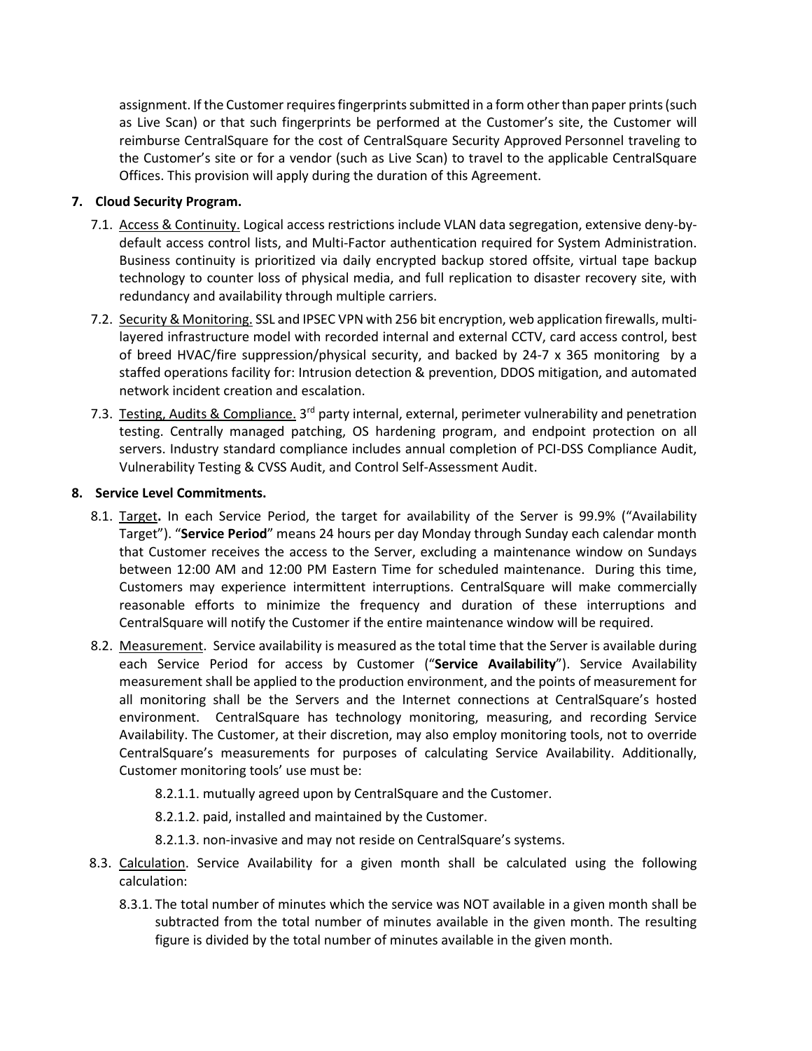assignment. If the Customer requires fingerprints submitted in a form other than paper prints (such as Live Scan) or that such fingerprints be performed at the Customer's site, the Customer will reimburse CentralSquare for the cost of CentralSquare Security Approved Personnel traveling to the Customer's site or for a vendor (such as Live Scan) to travel to the applicable CentralSquare Offices. This provision will apply during the duration of this Agreement.

**7. Cloud Security Program.**

7.1. Access & Continuity. Logical access restrictions include VLAN data segregation, extensive deny-by-default access control lists, and Multi-Factor authentication required for System Administration. Business continuity is prioritized via daily encrypted backup stored offsite, virtual tape backup technology to counter loss of physical media, and full replication to disaster recovery site, with redundancy and availability through multiple carriers.

7.2. Security & Monitoring. SSL and IPSEC VPN with 256 bit encryption, web application firewalls, multi-layered infrastructure model with recorded internal and external CCTV, card access control, best of breed HVAC/fire suppression/physical security, and backed by 24-7 x 365 monitoring by a staffed operations facility for: Intrusion detection & prevention, DDOS mitigation, and automated network incident creation and escalation.

7.3. Testing, Audits & Compliance. 3rd party internal, external, perimeter vulnerability and penetration testing. Centrally managed patching, OS hardening program, and endpoint protection on all servers. Industry standard compliance includes annual completion of PCI-DSS Compliance Audit, Vulnerability Testing & CVSS Audit, and Control Self-Assessment Audit.

**8. Service Level Commitments.**

8.1. Target**.** In each Service Period, the target for availability of the Server is 99.9% ("Availability Target"). "**Service Period**" means 24 hours per day Monday through Sunday each calendar month that Customer receives the access to the Server, excluding a maintenance window on Sundays between 12:00 AM and 12:00 PM Eastern Time for scheduled maintenance. During this time, Customers may experience intermittent interruptions. CentralSquare will make commercially reasonable efforts to minimize the frequency and duration of these interruptions and CentralSquare will notify the Customer if the entire maintenance window will be required.

8.2. Measurement. Service availability is measured as the total time that the Server is available during each Service Period for access by Customer ("**Service Availability**"). Service Availability measurement shall be applied to the production environment, and the points of measurement for all monitoring shall be the Servers and the Internet connections at CentralSquare's hosted environment. CentralSquare has technology monitoring, measuring, and recording Service Availability. The Customer, at their discretion, may also employ monitoring tools, not to override CentralSquare's measurements for purposes of calculating Service Availability. Additionally, Customer monitoring tools' use must be:

8.2.1.1. mutually agreed upon by CentralSquare and the Customer.

8.2.1.2. paid, installed and maintained by the Customer.

8.2.1.3. non-invasive and may not reside on CentralSquare's systems.

8.3. Calculation. Service Availability for a given month shall be calculated using the following calculation:

8.3.1. The total number of minutes which the service was NOT available in a given month shall be subtracted from the total number of minutes available in the given month. The resulting figure is divided by the total number of minutes available in the given month.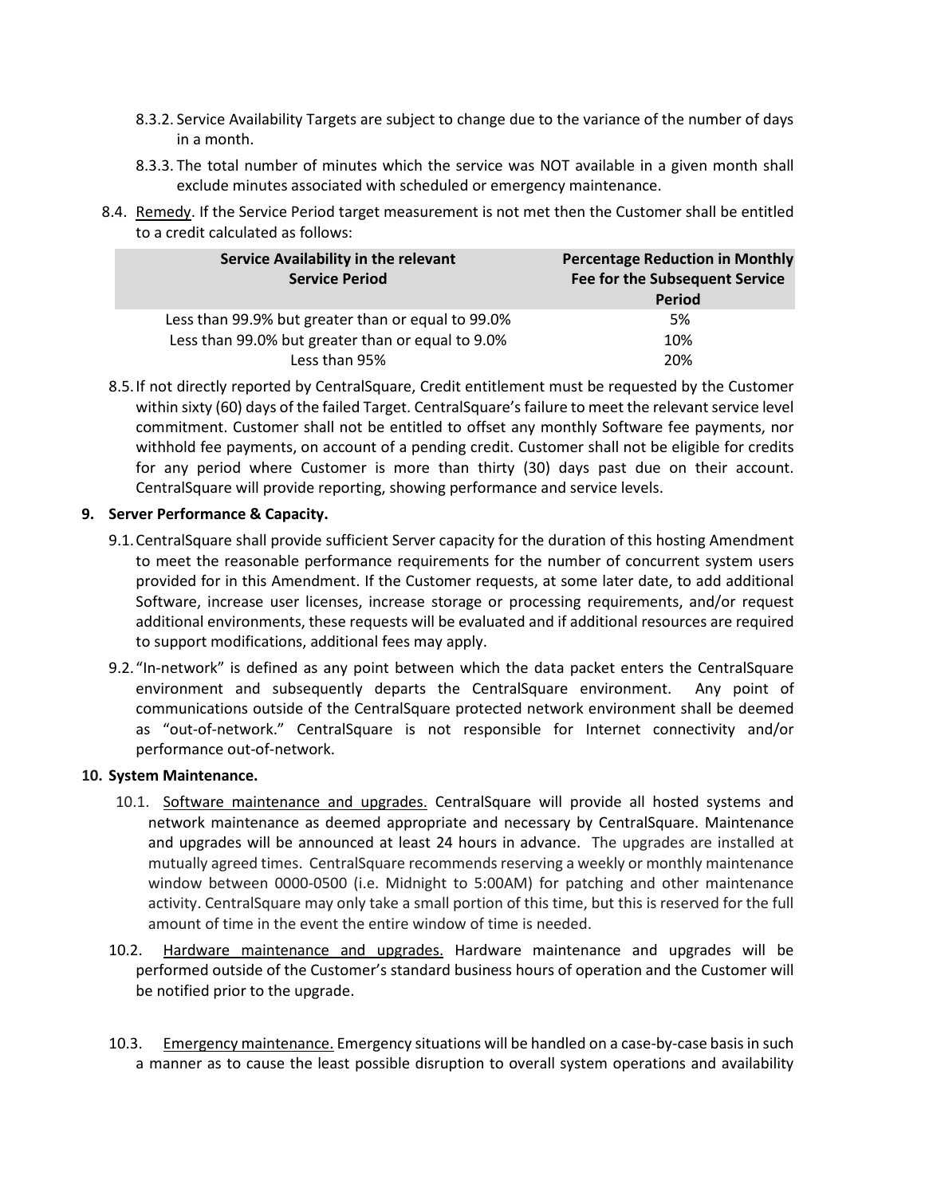8.3.2. Service Availability Targets are subject to change due to the variance of the number of days in a month.

8.3.3. The total number of minutes which the service was NOT available in a given month shall exclude minutes associated with scheduled or emergency maintenance.

8.4. Remedy. If the Service Period target measurement is not met then the Customer shall be entitled to a credit calculated as follows:

| Service Availability in the relevant Service Period | Percentage Reduction in Monthly Fee for the Subsequent Service Period |
|---|---|
| Less than 99.9% but greater than or equal to 99.0% | 5% |
| Less than 99.0% but greater than or equal to 9.0% | 10% |
| Less than 95% | 20% |

8.5. If not directly reported by CentralSquare, Credit entitlement must be requested by the Customer within sixty (60) days of the failed Target. CentralSquare's failure to meet the relevant service level commitment. Customer shall not be entitled to offset any monthly Software fee payments, nor withhold fee payments, on account of a pending credit. Customer shall not be eligible for credits for any period where Customer is more than thirty (30) days past due on their account. CentralSquare will provide reporting, showing performance and service levels.

**9. Server Performance & Capacity.**

9.1. CentralSquare shall provide sufficient Server capacity for the duration of this hosting Amendment to meet the reasonable performance requirements for the number of concurrent system users provided for in this Amendment. If the Customer requests, at some later date, to add additional Software, increase user licenses, increase storage or processing requirements, and/or request additional environments, these requests will be evaluated and if additional resources are required to support modifications, additional fees may apply.

9.2. "In-network" is defined as any point between which the data packet enters the CentralSquare environment and subsequently departs the CentralSquare environment. Any point of communications outside of the CentralSquare protected network environment shall be deemed as "out-of-network." CentralSquare is not responsible for Internet connectivity and/or performance out-of-network.

**10. System Maintenance.**

10.1. Software maintenance and upgrades. CentralSquare will provide all hosted systems and network maintenance as deemed appropriate and necessary by CentralSquare. Maintenance and upgrades will be announced at least 24 hours in advance. The upgrades are installed at mutually agreed times. CentralSquare recommends reserving a weekly or monthly maintenance window between 0000-0500 (i.e. Midnight to 5:00AM) for patching and other maintenance activity. CentralSquare may only take a small portion of this time, but this is reserved for the full amount of time in the event the entire window of time is needed.

10.2. Hardware maintenance and upgrades. Hardware maintenance and upgrades will be performed outside of the Customer's standard business hours of operation and the Customer will be notified prior to the upgrade.

10.3. Emergency maintenance. Emergency situations will be handled on a case-by-case basis in such a manner as to cause the least possible disruption to overall system operations and availability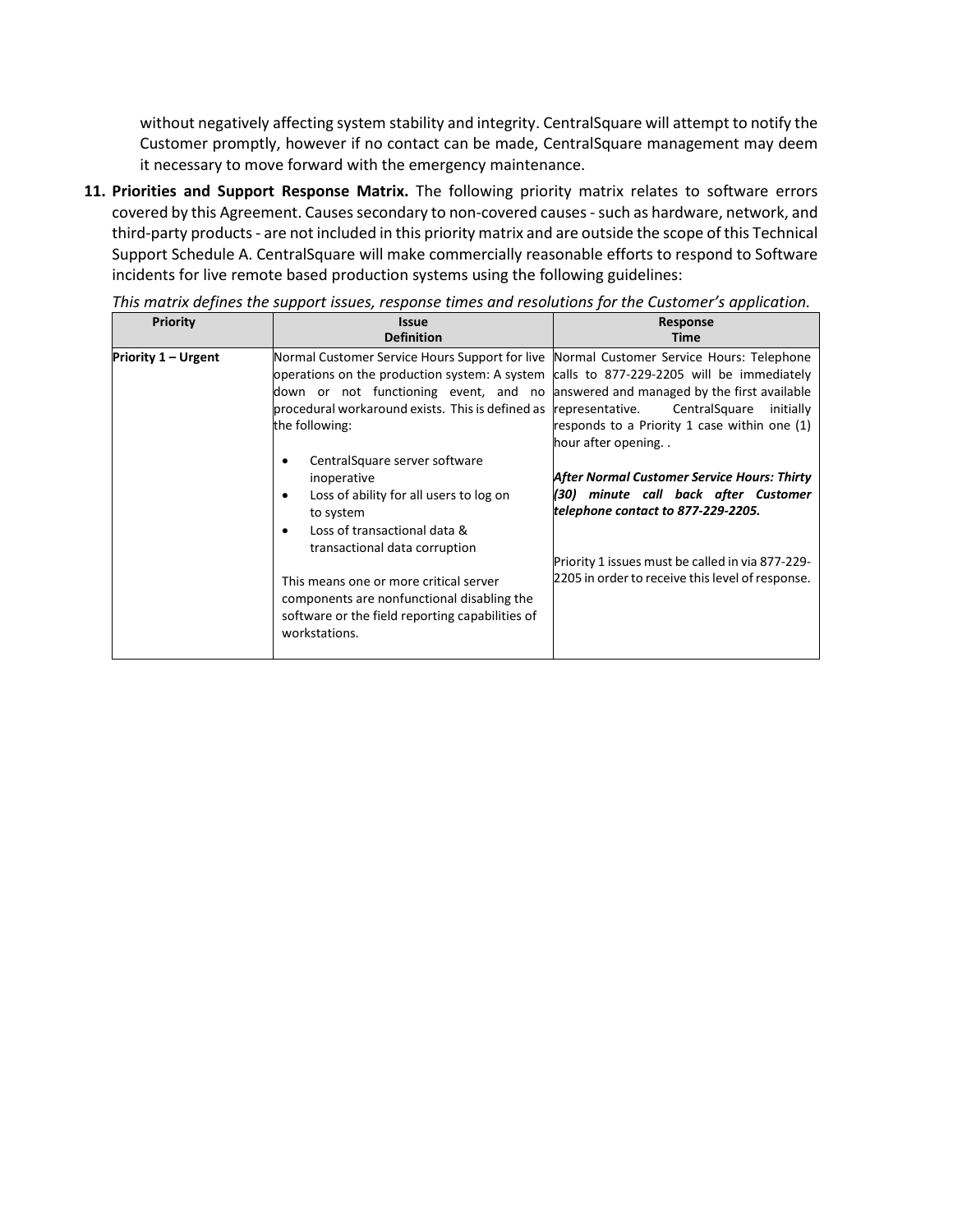without negatively affecting system stability and integrity. CentralSquare will attempt to notify the Customer promptly, however if no contact can be made, CentralSquare management may deem it necessary to move forward with the emergency maintenance.

11. **Priorities and Support Response Matrix.** The following priority matrix relates to software errors covered by this Agreement. Causes secondary to non-covered causes - such as hardware, network, and third-party products - are not included in this priority matrix and are outside the scope of this Technical Support Schedule A. CentralSquare will make commercially reasonable efforts to respond to Software incidents for live remote based production systems using the following guidelines:

*This matrix defines the support issues, response times and resolutions for the Customer's application.*

| Priority | Issue Definition | Response Time |
|---|---|---|
| **Priority 1 – Urgent** | Normal Customer Service Hours Support for live operations on the production system: A system down or not functioning event, and no procedural workaround exists. This is defined as the following:<br>• CentralSquare server software inoperative<br>• Loss of ability for all users to log on to system<br>• Loss of transactional data & transactional data corruption<br><br>This means one or more critical server components are nonfunctional disabling the software or the field reporting capabilities of workstations. | Normal Customer Service Hours: Telephone calls to 877-229-2205 will be immediately answered and managed by the first available representative. CentralSquare initially responds to a Priority 1 case within one (1) hour after opening. .<br><br>***After Normal Customer Service Hours: Thirty (30) minute call back after Customer telephone contact to 877-229-2205.***<br><br>Priority 1 issues must be called in via 877-229-2205 in order to receive this level of response. |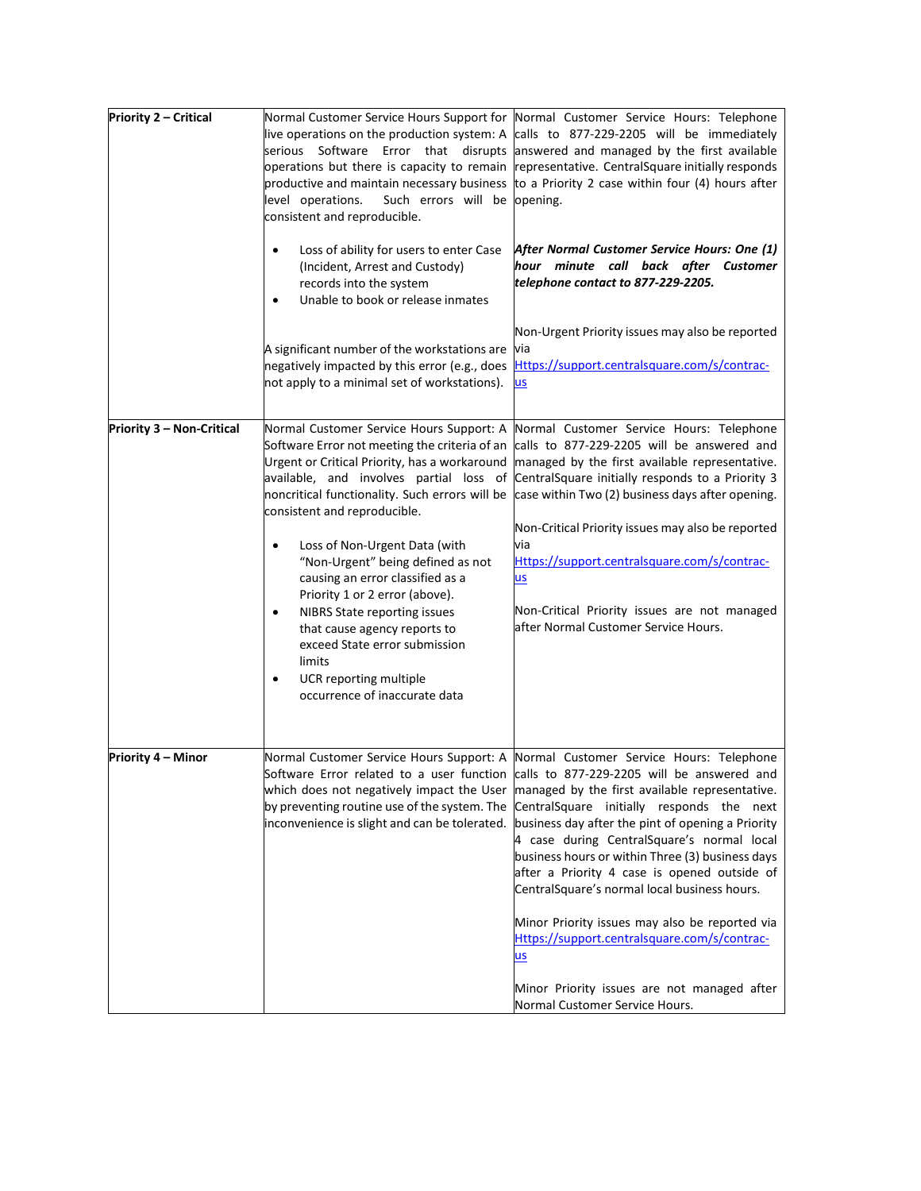| | | |
|---|---|---|
| **Priority 2 – Critical** | Normal Customer Service Hours Support for live operations on the production system: A serious Software Error that disrupts operations but there is capacity to remain productive and maintain necessary business level operations. Such errors will be consistent and reproducible.<br><br>• Loss of ability for users to enter Case (Incident, Arrest and Custody) records into the system<br>• Unable to book or release inmates<br><br>A significant number of the workstations are negatively impacted by this error (e.g., does not apply to a minimal set of workstations). | Normal Customer Service Hours: Telephone calls to 877-229-2205 will be immediately answered and managed by the first available representative. CentralSquare initially responds to a Priority 2 case within four (4) hours after opening.<br><br>***After Normal Customer Service Hours: One (1) hour minute call back after Customer telephone contact to 877-229-2205.***<br><br>Non-Urgent Priority issues may also be reported via [Https://support.centralsquare.com/s/contrac-us](Https://support.centralsquare.com/s/contrac-us) |
| **Priority 3 – Non-Critical** | Normal Customer Service Hours Support: A Software Error not meeting the criteria of an Urgent or Critical Priority, has a workaround available, and involves partial loss of noncritical functionality. Such errors will be consistent and reproducible.<br><br>• Loss of Non-Urgent Data (with "Non-Urgent" being defined as not causing an error classified as a Priority 1 or 2 error (above).<br>• NIBRS State reporting issues that cause agency reports to exceed State error submission limits<br>• UCR reporting multiple occurrence of inaccurate data | Normal Customer Service Hours: Telephone calls to 877-229-2205 will be answered and managed by the first available representative. CentralSquare initially responds to a Priority 3 case within Two (2) business days after opening.<br><br>Non-Critical Priority issues may also be reported via [Https://support.centralsquare.com/s/contrac-us](Https://support.centralsquare.com/s/contrac-us)<br><br>Non-Critical Priority issues are not managed after Normal Customer Service Hours. |
| **Priority 4 – Minor** | Normal Customer Service Hours Support: A Software Error related to a user function which does not negatively impact the User by preventing routine use of the system. The inconvenience is slight and can be tolerated. | Normal Customer Service Hours: Telephone calls to 877-229-2205 will be answered and managed by the first available representative. CentralSquare initially responds the next business day after the pint of opening a Priority 4 case during CentralSquare's normal local business hours or within Three (3) business days after a Priority 4 case is opened outside of CentralSquare's normal local business hours.<br><br>Minor Priority issues may also be reported via [Https://support.centralsquare.com/s/contrac-us](Https://support.centralsquare.com/s/contrac-us)<br><br>Minor Priority issues are not managed after Normal Customer Service Hours. |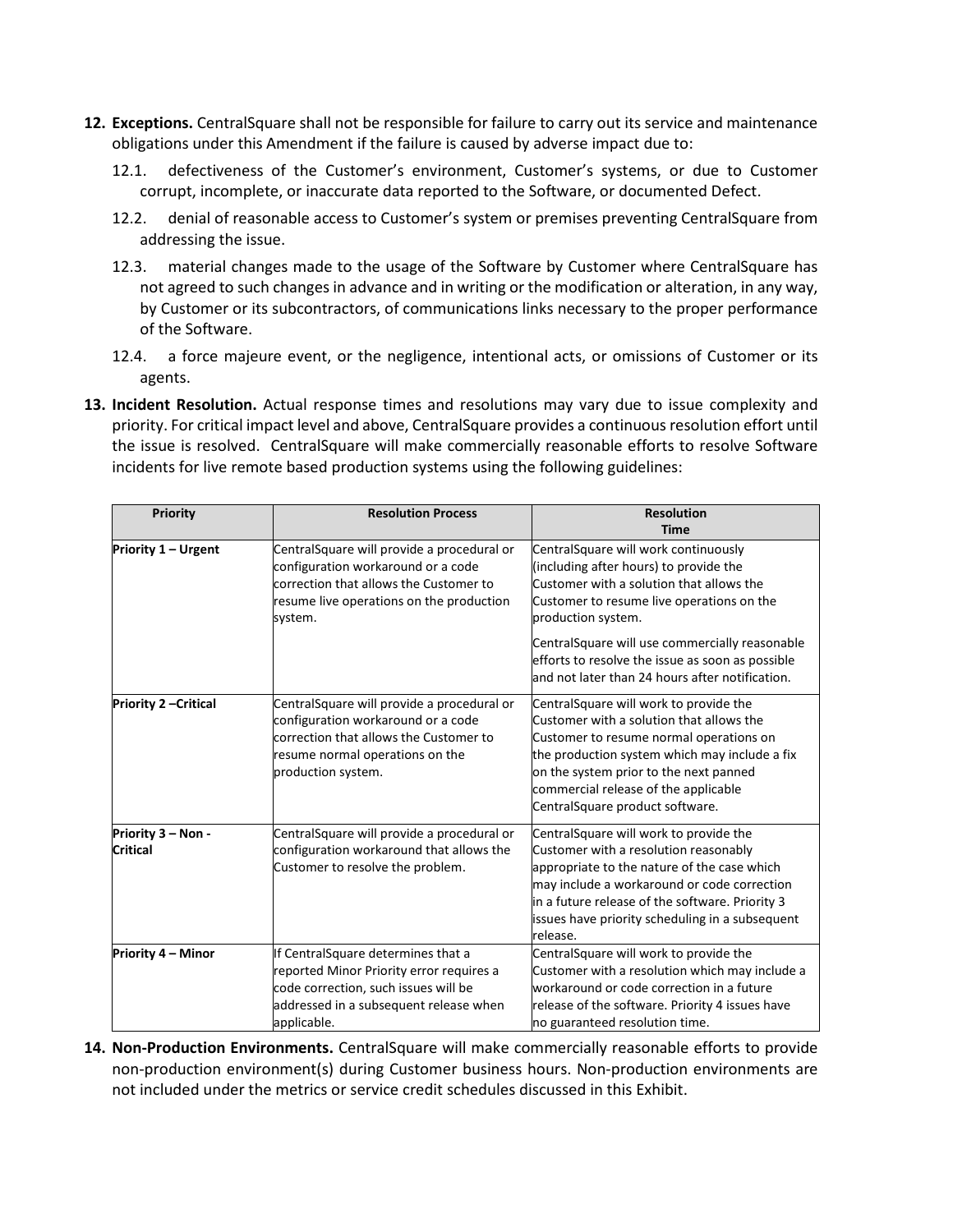12. **Exceptions.** CentralSquare shall not be responsible for failure to carry out its service and maintenance obligations under this Amendment if the failure is caused by adverse impact due to:

    12.1. defectiveness of the Customer's environment, Customer's systems, or due to Customer corrupt, incomplete, or inaccurate data reported to the Software, or documented Defect.

    12.2. denial of reasonable access to Customer's system or premises preventing CentralSquare from addressing the issue.

    12.3. material changes made to the usage of the Software by Customer where CentralSquare has not agreed to such changes in advance and in writing or the modification or alteration, in any way, by Customer or its subcontractors, of communications links necessary to the proper performance of the Software.

    12.4. a force majeure event, or the negligence, intentional acts, or omissions of Customer or its agents.

13. **Incident Resolution.** Actual response times and resolutions may vary due to issue complexity and priority. For critical impact level and above, CentralSquare provides a continuous resolution effort until the issue is resolved. CentralSquare will make commercially reasonable efforts to resolve Software incidents for live remote based production systems using the following guidelines:

| Priority | Resolution Process | Resolution Time |
|---|---|---|
| **Priority 1 – Urgent** | CentralSquare will provide a procedural or configuration workaround or a code correction that allows the Customer to resume live operations on the production system. | CentralSquare will work continuously (including after hours) to provide the Customer with a solution that allows the Customer to resume live operations on the production system.<br><br>CentralSquare will use commercially reasonable efforts to resolve the issue as soon as possible and not later than 24 hours after notification. |
| **Priority 2 –Critical** | CentralSquare will provide a procedural or configuration workaround or a code correction that allows the Customer to resume normal operations on the production system. | CentralSquare will work to provide the Customer with a solution that allows the Customer to resume normal operations on the production system which may include a fix on the system prior to the next panned commercial release of the applicable CentralSquare product software. |
| **Priority 3 – Non - Critical** | CentralSquare will provide a procedural or configuration workaround that allows the Customer to resolve the problem. | CentralSquare will work to provide the Customer with a resolution reasonably appropriate to the nature of the case which may include a workaround or code correction in a future release of the software. Priority 3 issues have priority scheduling in a subsequent release. |
| **Priority 4 – Minor** | If CentralSquare determines that a reported Minor Priority error requires a code correction, such issues will be addressed in a subsequent release when applicable. | CentralSquare will work to provide the Customer with a resolution which may include a workaround or code correction in a future release of the software. Priority 4 issues have no guaranteed resolution time. |

14. **Non-Production Environments.** CentralSquare will make commercially reasonable efforts to provide non-production environment(s) during Customer business hours. Non-production environments are not included under the metrics or service credit schedules discussed in this Exhibit.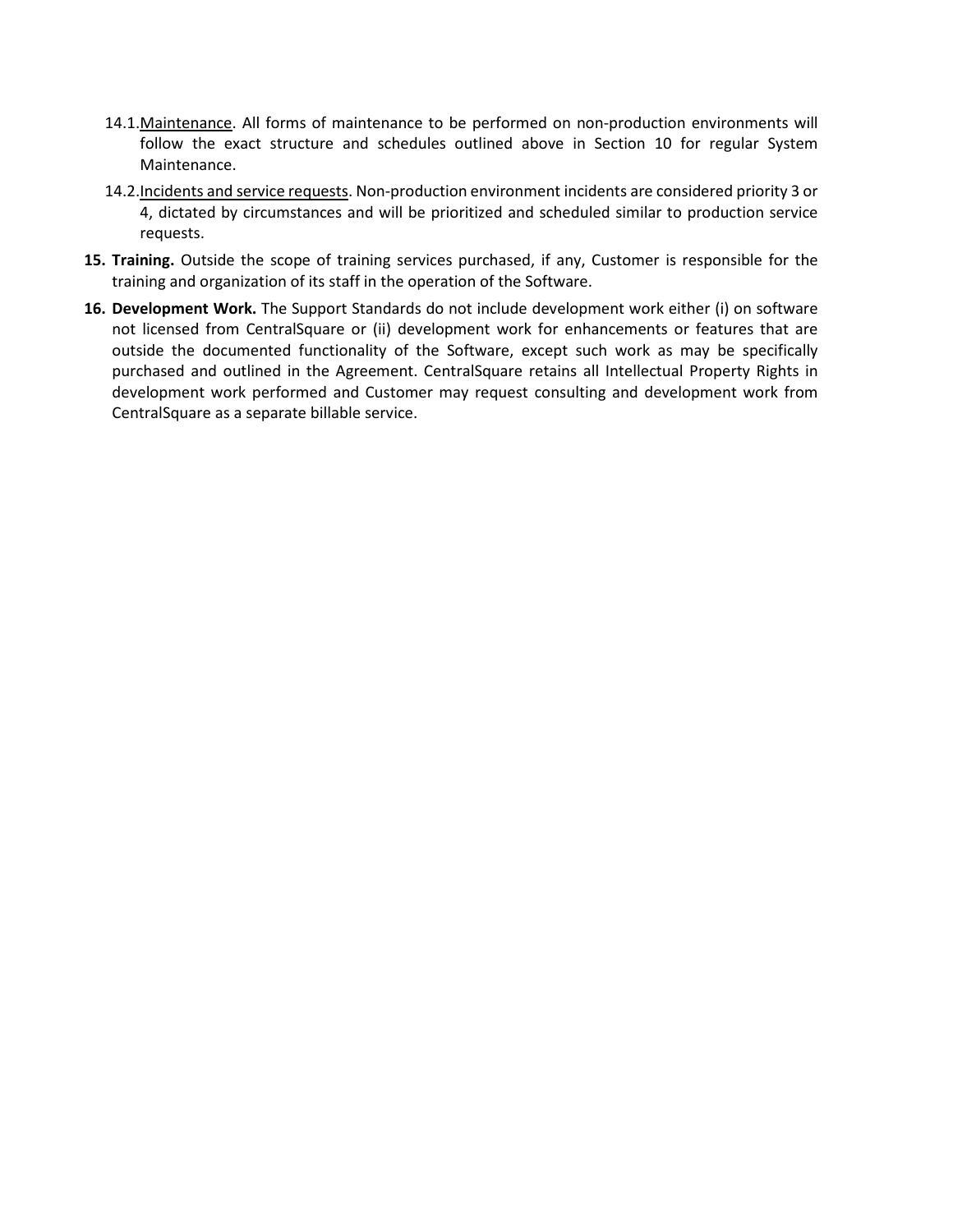14.1. Maintenance. All forms of maintenance to be performed on non-production environments will follow the exact structure and schedules outlined above in Section 10 for regular System Maintenance.

14.2. Incidents and service requests. Non-production environment incidents are considered priority 3 or 4, dictated by circumstances and will be prioritized and scheduled similar to production service requests.

15. **Training.** Outside the scope of training services purchased, if any, Customer is responsible for the training and organization of its staff in the operation of the Software.

16. **Development Work.** The Support Standards do not include development work either (i) on software not licensed from CentralSquare or (ii) development work for enhancements or features that are outside the documented functionality of the Software, except such work as may be specifically purchased and outlined in the Agreement. CentralSquare retains all Intellectual Property Rights in development work performed and Customer may request consulting and development work from CentralSquare as a separate billable service.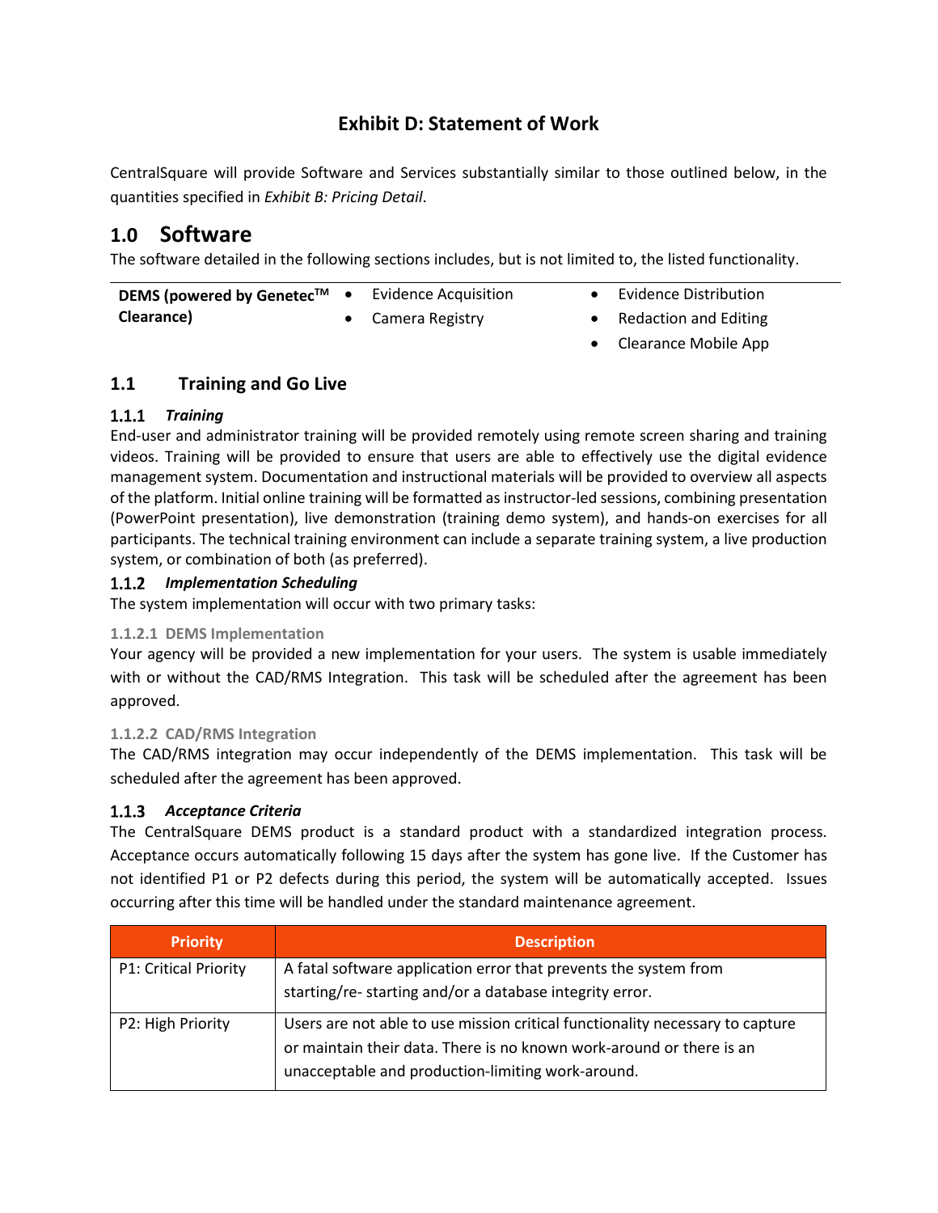# Exhibit D: Statement of Work

CentralSquare will provide Software and Services substantially similar to those outlined below, in the quantities specified in *Exhibit B: Pricing Detail*.

## 1.0 Software

The software detailed in the following sections includes, but is not limited to, the listed functionality.

| | | |
|---|---|---|
| **DEMS (powered by Genetec™ Clearance)** | • Evidence Acquisition<br>• Camera Registry | • Evidence Distribution<br>• Redaction and Editing<br>• Clearance Mobile App |

### 1.1 Training and Go Live

#### 1.1.1 *Training*

End-user and administrator training will be provided remotely using remote screen sharing and training videos. Training will be provided to ensure that users are able to effectively use the digital evidence management system. Documentation and instructional materials will be provided to overview all aspects of the platform. Initial online training will be formatted as instructor-led sessions, combining presentation (PowerPoint presentation), live demonstration (training demo system), and hands-on exercises for all participants. The technical training environment can include a separate training system, a live production system, or combination of both (as preferred).

#### 1.1.2 *Implementation Scheduling*

The system implementation will occur with two primary tasks:

##### 1.1.2.1 DEMS Implementation

Your agency will be provided a new implementation for your users. The system is usable immediately with or without the CAD/RMS Integration. This task will be scheduled after the agreement has been approved.

##### 1.1.2.2 CAD/RMS Integration

The CAD/RMS integration may occur independently of the DEMS implementation. This task will be scheduled after the agreement has been approved.

#### 1.1.3 *Acceptance Criteria*

The CentralSquare DEMS product is a standard product with a standardized integration process. Acceptance occurs automatically following 15 days after the system has gone live. If the Customer has not identified P1 or P2 defects during this period, the system will be automatically accepted. Issues occurring after this time will be handled under the standard maintenance agreement.

| Priority | Description |
|---|---|
| P1: Critical Priority | A fatal software application error that prevents the system from starting/re- starting and/or a database integrity error. |
| P2: High Priority | Users are not able to use mission critical functionality necessary to capture or maintain their data. There is no known work-around or there is an unacceptable and production-limiting work-around. |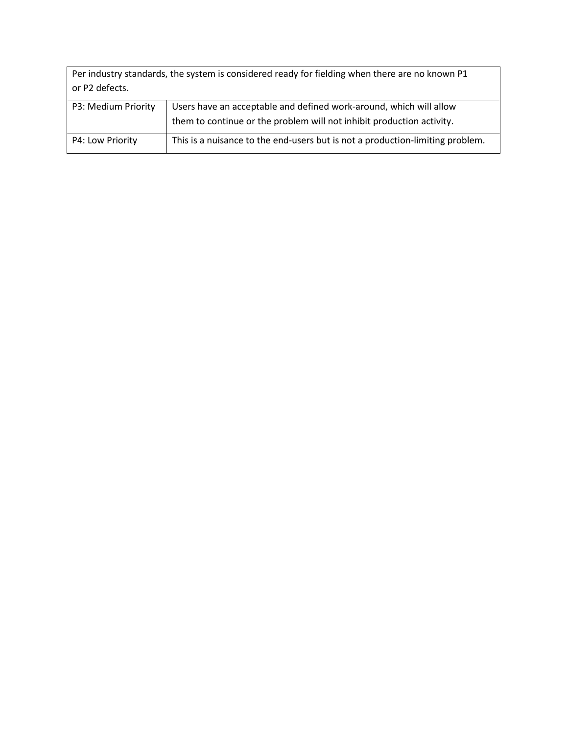| | |
|---|---|
| Per industry standards, the system is considered ready for fielding when there are no known P1 or P2 defects. | |
| P3: Medium Priority | Users have an acceptable and defined work-around, which will allow them to continue or the problem will not inhibit production activity. |
| P4: Low Priority | This is a nuisance to the end-users but is not a production-limiting problem. |